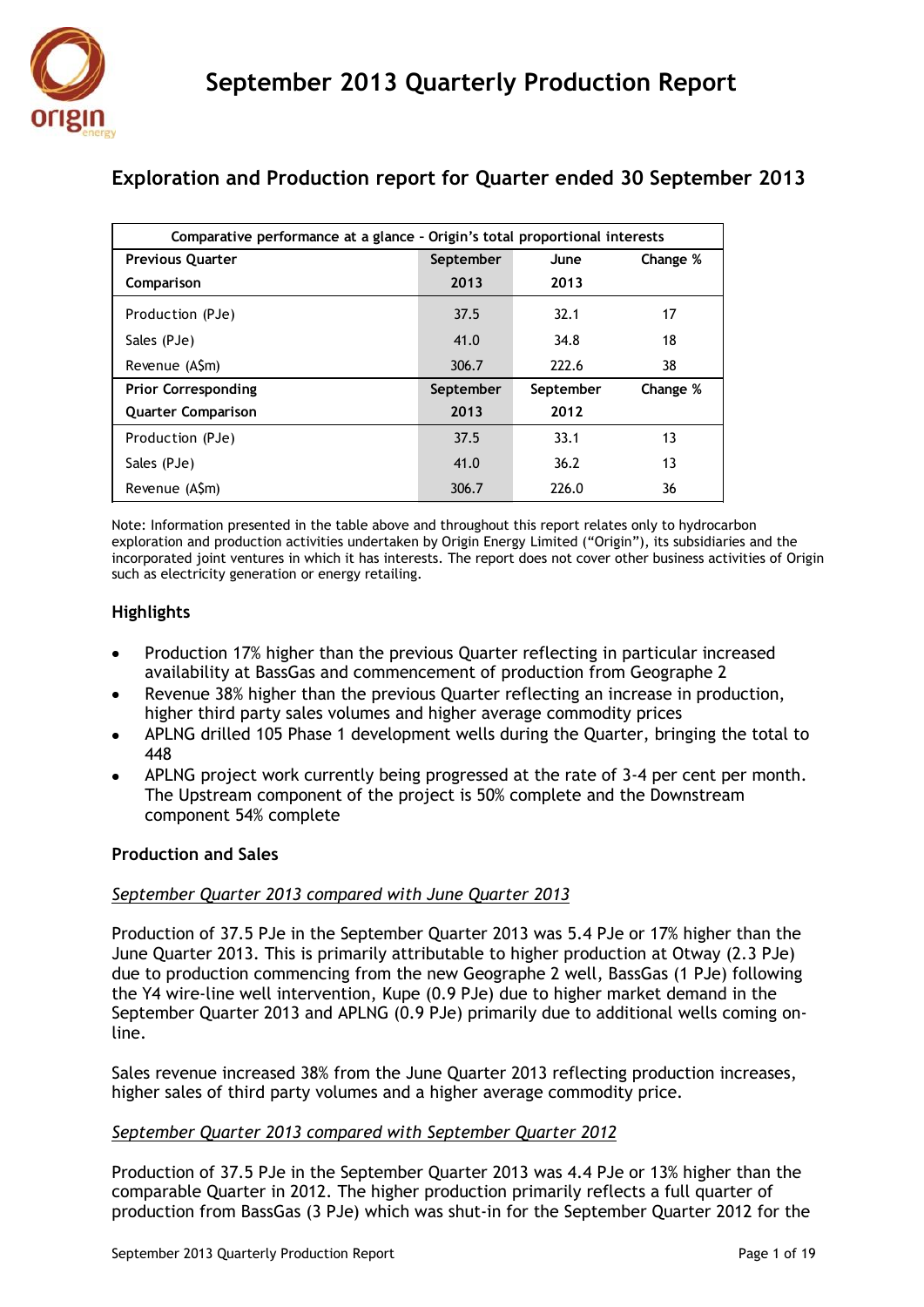# September 2013 Quarterly Production Report

## Exploration and Production report for Quarter ended 30 September 2013

| Comparative performance at a glance – Origin's total proportional interests | | | |
|---|---|---|---|
| **Previous Quarter Comparison** | **September 2013** | **June 2013** | **Change %** |
| Production (PJe) | 37.5 | 32.1 | 17 |
| Sales (PJe) | 41.0 | 34.8 | 18 |
| Revenue (A$m) | 306.7 | 222.6 | 38 |
| **Prior Corresponding Quarter Comparison** | **September 2013** | **September 2012** | **Change %** |
| Production (PJe) | 37.5 | 33.1 | 13 |
| Sales (PJe) | 41.0 | 36.2 | 13 |
| Revenue (A$m) | 306.7 | 226.0 | 36 |

Note: Information presented in the table above and throughout this report relates only to hydrocarbon exploration and production activities undertaken by Origin Energy Limited ("Origin"), its subsidiaries and the incorporated joint ventures in which it has interests. The report does not cover other business activities of Origin such as electricity generation or energy retailing.

### Highlights

- Production 17% higher than the previous Quarter reflecting in particular increased availability at BassGas and commencement of production from Geographe 2
- Revenue 38% higher than the previous Quarter reflecting an increase in production, higher third party sales volumes and higher average commodity prices
- APLNG drilled 105 Phase 1 development wells during the Quarter, bringing the total to 448
- APLNG project work currently being progressed at the rate of 3-4 per cent per month. The Upstream component of the project is 50% complete and the Downstream component 54% complete

### Production and Sales

*September Quarter 2013 compared with June Quarter 2013*

Production of 37.5 PJe in the September Quarter 2013 was 5.4 PJe or 17% higher than the June Quarter 2013. This is primarily attributable to higher production at Otway (2.3 PJe) due to production commencing from the new Geographe 2 well, BassGas (1 PJe) following the Y4 wire-line well intervention, Kupe (0.9 PJe) due to higher market demand in the September Quarter 2013 and APLNG (0.9 PJe) primarily due to additional wells coming on-line.

Sales revenue increased 38% from the June Quarter 2013 reflecting production increases, higher sales of third party volumes and a higher average commodity price.

*September Quarter 2013 compared with September Quarter 2012*

Production of 37.5 PJe in the September Quarter 2013 was 4.4 PJe or 13% higher than the comparable Quarter in 2012. The higher production primarily reflects a full quarter of production from BassGas (3 PJe) which was shut-in for the September Quarter 2012 for the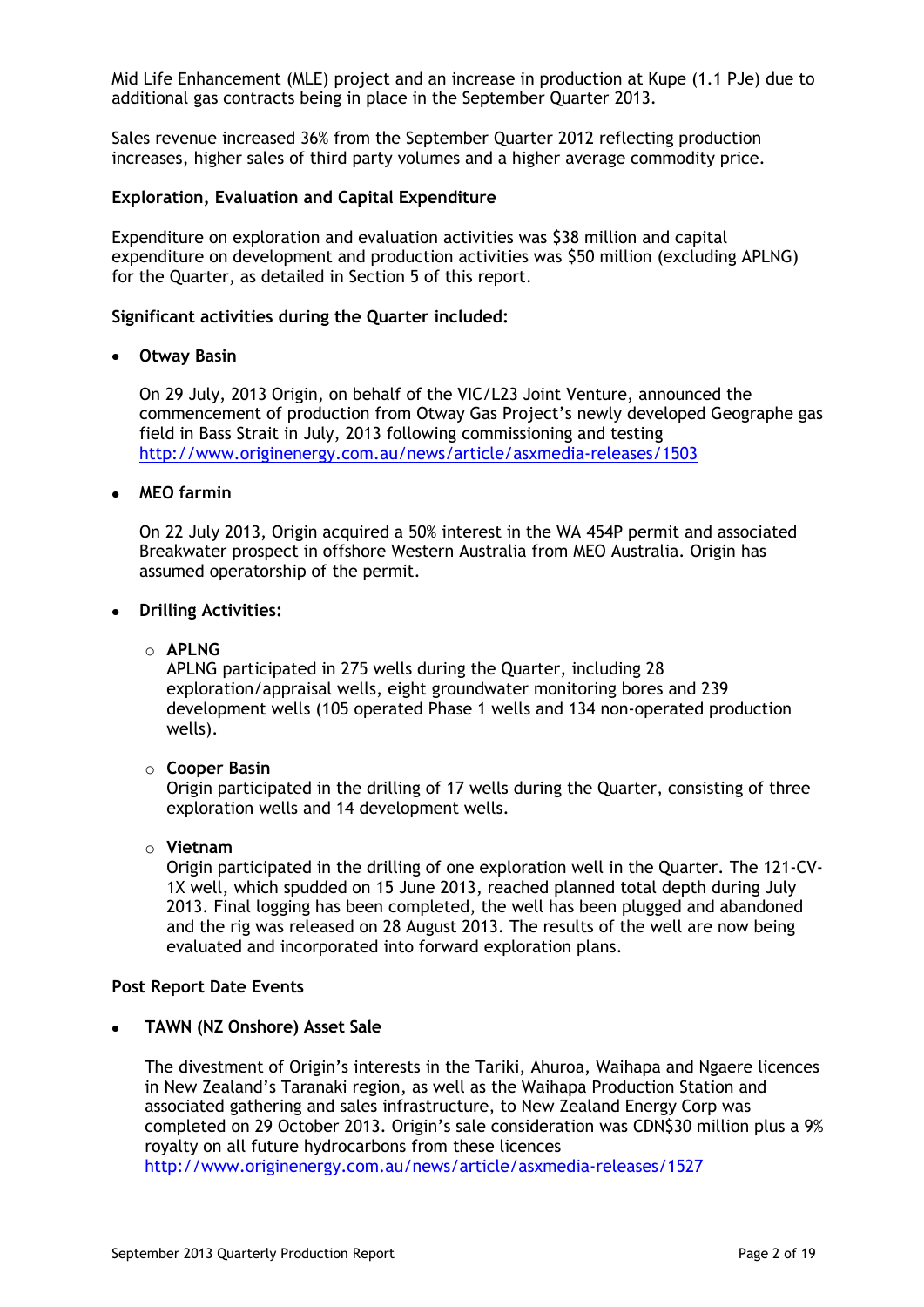Mid Life Enhancement (MLE) project and an increase in production at Kupe (1.1 PJe) due to additional gas contracts being in place in the September Quarter 2013.

Sales revenue increased 36% from the September Quarter 2012 reflecting production increases, higher sales of third party volumes and a higher average commodity price.

**Exploration, Evaluation and Capital Expenditure**

Expenditure on exploration and evaluation activities was $38 million and capital expenditure on development and production activities was $50 million (excluding APLNG) for the Quarter, as detailed in Section 5 of this report.

**Significant activities during the Quarter included:**

- **Otway Basin**

  On 29 July, 2013 Origin, on behalf of the VIC/L23 Joint Venture, announced the commencement of production from Otway Gas Project's newly developed Geographe gas field in Bass Strait in July, 2013 following commissioning and testing http://www.originenergy.com.au/news/article/asxmedia-releases/1503

- **MEO farmin**

  On 22 July 2013, Origin acquired a 50% interest in the WA 454P permit and associated Breakwater prospect in offshore Western Australia from MEO Australia. Origin has assumed operatorship of the permit.

- **Drilling Activities:**

  - **APLNG**
    APLNG participated in 275 wells during the Quarter, including 28 exploration/appraisal wells, eight groundwater monitoring bores and 239 development wells (105 operated Phase 1 wells and 134 non-operated production wells).

  - **Cooper Basin**
    Origin participated in the drilling of 17 wells during the Quarter, consisting of three exploration wells and 14 development wells.

  - **Vietnam**
    Origin participated in the drilling of one exploration well in the Quarter. The 121-CV-1X well, which spudded on 15 June 2013, reached planned total depth during July 2013. Final logging has been completed, the well has been plugged and abandoned and the rig was released on 28 August 2013. The results of the well are now being evaluated and incorporated into forward exploration plans.

**Post Report Date Events**

- **TAWN (NZ Onshore) Asset Sale**

  The divestment of Origin's interests in the Tariki, Ahuroa, Waihapa and Ngaere licences in New Zealand's Taranaki region, as well as the Waihapa Production Station and associated gathering and sales infrastructure, to New Zealand Energy Corp was completed on 29 October 2013. Origin's sale consideration was CDN$30 million plus a 9% royalty on all future hydrocarbons from these licences
  http://www.originenergy.com.au/news/article/asxmedia-releases/1527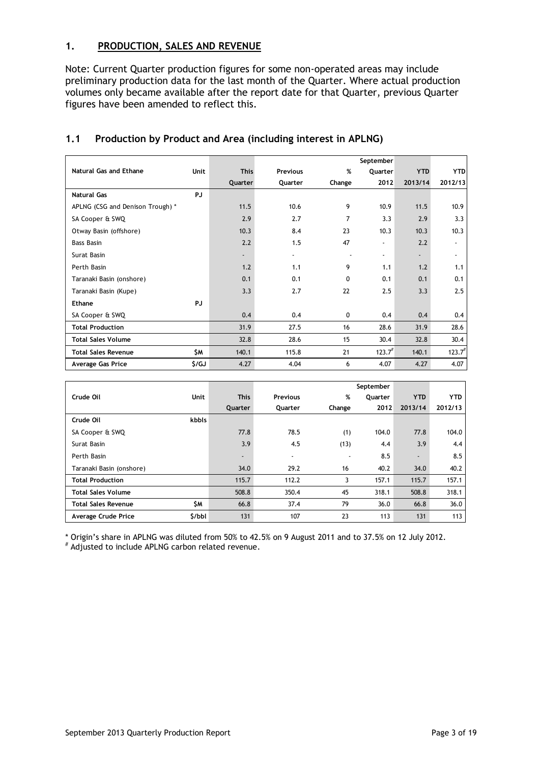## 1. PRODUCTION, SALES AND REVENUE

Note: Current Quarter production figures for some non-operated areas may include preliminary production data for the last month of the Quarter. Where actual production volumes only became available after the report date for that Quarter, previous Quarter figures have been amended to reflect this.

### 1.1 Production by Product and Area (including interest in APLNG)

| Natural Gas and Ethane | Unit | This Quarter | Previous Quarter | % Change | September Quarter 2012 | YTD 2013/14 | YTD 2012/13 |
|---|---|---|---|---|---|---|---|
| **Natural Gas** | PJ | | | | | | |
| APLNG (CSG and Denison Trough) * | | 11.5 | 10.6 | 9 | 10.9 | 11.5 | 10.9 |
| SA Cooper & SWQ | | 2.9 | 2.7 | 7 | 3.3 | 2.9 | 3.3 |
| Otway Basin (offshore) | | 10.3 | 8.4 | 23 | 10.3 | 10.3 | 10.3 |
| Bass Basin | | 2.2 | 1.5 | 47 | - | 2.2 | - |
| Surat Basin | | - | - | - | - | - | - |
| Perth Basin | | 1.2 | 1.1 | 9 | 1.1 | 1.2 | 1.1 |
| Taranaki Basin (onshore) | | 0.1 | 0.1 | 0 | 0.1 | 0.1 | 0.1 |
| Taranaki Basin (Kupe) | | 3.3 | 2.7 | 22 | 2.5 | 3.3 | 2.5 |
| **Ethane** | PJ | | | | | | |
| SA Cooper & SWQ | | 0.4 | 0.4 | 0 | 0.4 | 0.4 | 0.4 |
| **Total Production** | | 31.9 | 27.5 | 16 | 28.6 | 31.9 | 28.6 |
| **Total Sales Volume** | | 32.8 | 28.6 | 15 | 30.4 | 32.8 | 30.4 |
| **Total Sales Revenue** | $M | 140.1 | 115.8 | 21 | 123.7[#] | 140.1 | 123.7[#] |
| **Average Gas Price** | $/GJ | 4.27 | 4.04 | 6 | 4.07 | 4.27 | 4.07 |

| Crude Oil | Unit | This Quarter | Previous Quarter | % Change | September Quarter 2012 | YTD 2013/14 | YTD 2012/13 |
|---|---|---|---|---|---|---|---|
| **Crude Oil** | kbbls | | | | | | |
| SA Cooper & SWQ | | 77.8 | 78.5 | (1) | 104.0 | 77.8 | 104.0 |
| Surat Basin | | 3.9 | 4.5 | (13) | 4.4 | 3.9 | 4.4 |
| Perth Basin | | - | - | - | 8.5 | - | 8.5 |
| Taranaki Basin (onshore) | | 34.0 | 29.2 | 16 | 40.2 | 34.0 | 40.2 |
| **Total Production** | | 115.7 | 112.2 | 3 | 157.1 | 115.7 | 157.1 |
| **Total Sales Volume** | | 508.8 | 350.4 | 45 | 318.1 | 508.8 | 318.1 |
| **Total Sales Revenue** | $M | 66.8 | 37.4 | 79 | 36.0 | 66.8 | 36.0 |
| **Average Crude Price** | $/bbl | 131 | 107 | 23 | 113 | 131 | 113 |

* Origin's share in APLNG was diluted from 50% to 42.5% on 9 August 2011 and to 37.5% on 12 July 2012.
[#] Adjusted to include APLNG carbon related revenue.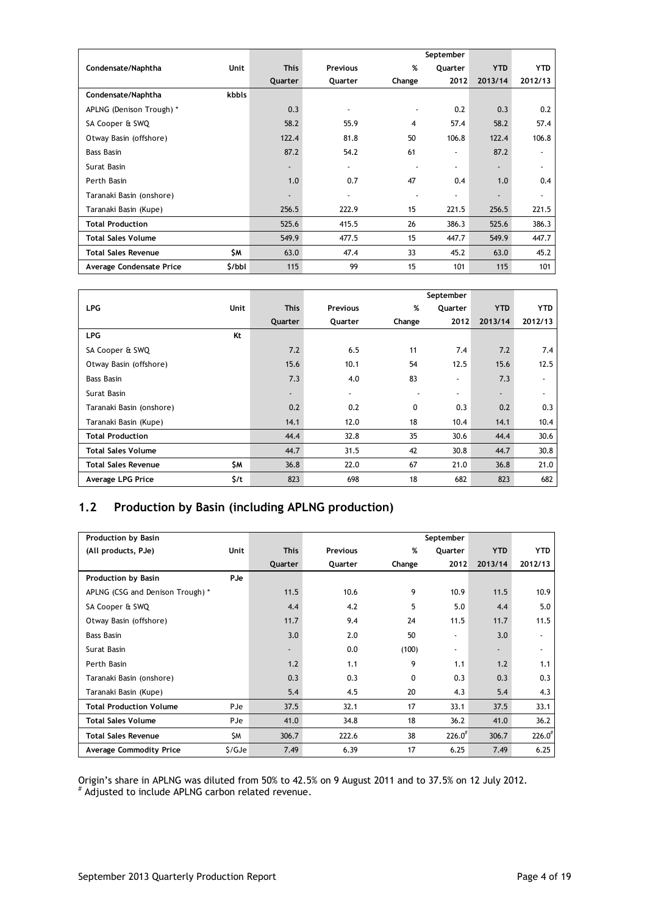| Condensate/Naphtha | Unit | This Quarter | Previous Quarter | % Change | September Quarter 2012 | YTD 2013/14 | YTD 2012/13 |
|---|---|---|---|---|---|---|---|
| **Condensate/Naphtha** | **kbbls** | | | | | | |
| APLNG (Denison Trough) * | | 0.3 | - | - | 0.2 | 0.3 | 0.2 |
| SA Cooper & SWQ | | 58.2 | 55.9 | 4 | 57.4 | 58.2 | 57.4 |
| Otway Basin (offshore) | | 122.4 | 81.8 | 50 | 106.8 | 122.4 | 106.8 |
| Bass Basin | | 87.2 | 54.2 | 61 | - | 87.2 | - |
| Surat Basin | | - | - | - | - | - | - |
| Perth Basin | | 1.0 | 0.7 | 47 | 0.4 | 1.0 | 0.4 |
| Taranaki Basin (onshore) | | - | - | - | - | - | - |
| Taranaki Basin (Kupe) | | 256.5 | 222.9 | 15 | 221.5 | 256.5 | 221.5 |
| **Total Production** | | 525.6 | 415.5 | 26 | 386.3 | 525.6 | 386.3 |
| **Total Sales Volume** | | 549.9 | 477.5 | 15 | 447.7 | 549.9 | 447.7 |
| **Total Sales Revenue** | $M | 63.0 | 47.4 | 33 | 45.2 | 63.0 | 45.2 |
| **Average Condensate Price** | $/bbl | 115 | 99 | 15 | 101 | 115 | 101 |

| LPG | Unit | This Quarter | Previous Quarter | % Change | September Quarter 2012 | YTD 2013/14 | YTD 2012/13 |
|---|---|---|---|---|---|---|---|
| **LPG** | **Kt** | | | | | | |
| SA Cooper & SWQ | | 7.2 | 6.5 | 11 | 7.4 | 7.2 | 7.4 |
| Otway Basin (offshore) | | 15.6 | 10.1 | 54 | 12.5 | 15.6 | 12.5 |
| Bass Basin | | 7.3 | 4.0 | 83 | - | 7.3 | - |
| Surat Basin | | - | - | - | - | - | - |
| Taranaki Basin (onshore) | | 0.2 | 0.2 | 0 | 0.3 | 0.2 | 0.3 |
| Taranaki Basin (Kupe) | | 14.1 | 12.0 | 18 | 10.4 | 14.1 | 10.4 |
| **Total Production** | | 44.4 | 32.8 | 35 | 30.6 | 44.4 | 30.6 |
| **Total Sales Volume** | | 44.7 | 31.5 | 42 | 30.8 | 44.7 | 30.8 |
| **Total Sales Revenue** | $M | 36.8 | 22.0 | 67 | 21.0 | 36.8 | 21.0 |
| **Average LPG Price** | $/t | 823 | 698 | 18 | 682 | 823 | 682 |

## 1.2 Production by Basin (including APLNG production)

| Production by Basin (All products, PJe) | Unit | This Quarter | Previous Quarter | % Change | September Quarter 2012 | YTD 2013/14 | YTD 2012/13 |
|---|---|---|---|---|---|---|---|
| **Production by Basin** | **PJe** | | | | | | |
| APLNG (CSG and Denison Trough) * | | 11.5 | 10.6 | 9 | 10.9 | 11.5 | 10.9 |
| SA Cooper & SWQ | | 4.4 | 4.2 | 5 | 5.0 | 4.4 | 5.0 |
| Otway Basin (offshore) | | 11.7 | 9.4 | 24 | 11.5 | 11.7 | 11.5 |
| Bass Basin | | 3.0 | 2.0 | 50 | - | 3.0 | - |
| Surat Basin | | - | 0.0 | (100) | - | - | - |
| Perth Basin | | 1.2 | 1.1 | 9 | 1.1 | 1.2 | 1.1 |
| Taranaki Basin (onshore) | | 0.3 | 0.3 | 0 | 0.3 | 0.3 | 0.3 |
| Taranaki Basin (Kupe) | | 5.4 | 4.5 | 20 | 4.3 | 5.4 | 4.3 |
| **Total Production Volume** | PJe | 37.5 | 32.1 | 17 | 33.1 | 37.5 | 33.1 |
| **Total Sales Volume** | PJe | 41.0 | 34.8 | 18 | 36.2 | 41.0 | 36.2 |
| **Total Sales Revenue** | $M | 306.7 | 222.6 | 38 | 226.0# | 306.7 | 226.0# |
| **Average Commodity Price** | $/GJe | 7.49 | 6.39 | 17 | 6.25 | 7.49 | 6.25 |

Origin's share in APLNG was diluted from 50% to 42.5% on 9 August 2011 and to 37.5% on 12 July 2012.
# Adjusted to include APLNG carbon related revenue.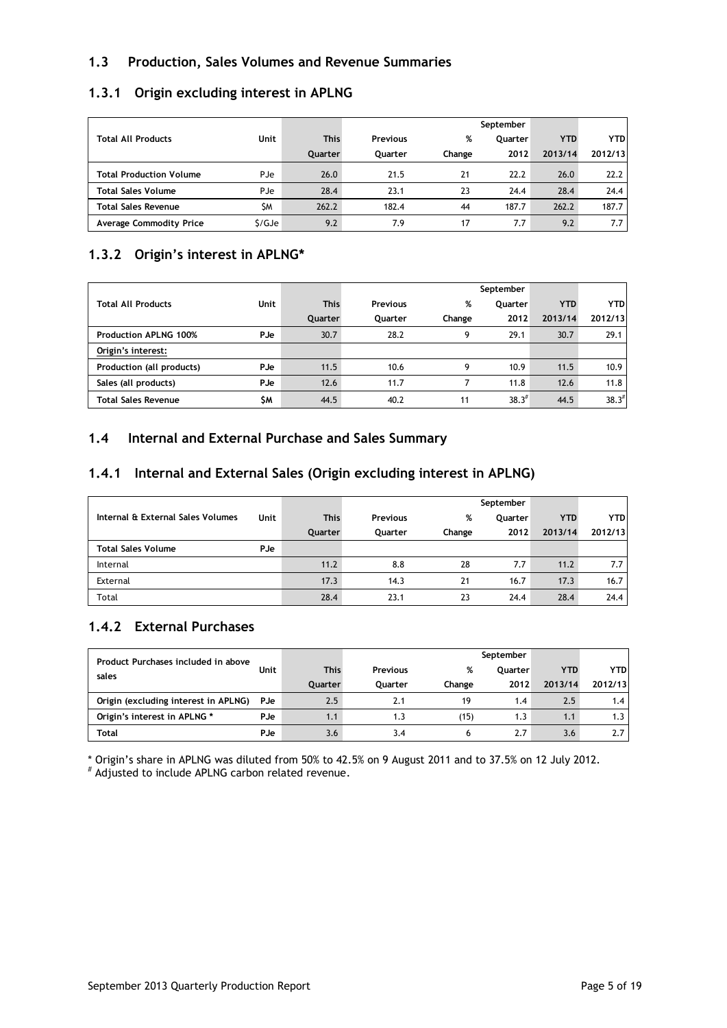## 1.3 Production, Sales Volumes and Revenue Summaries

### 1.3.1 Origin excluding interest in APLNG

| Total All Products | Unit | This Quarter | Previous Quarter | % Change | September Quarter 2012 | YTD 2013/14 | YTD 2012/13 |
|---|---|---|---|---|---|---|---|
| Total Production Volume | PJe | 26.0 | 21.5 | 21 | 22.2 | 26.0 | 22.2 |
| Total Sales Volume | PJe | 28.4 | 23.1 | 23 | 24.4 | 28.4 | 24.4 |
| Total Sales Revenue | $M | 262.2 | 182.4 | 44 | 187.7 | 262.2 | 187.7 |
| Average Commodity Price | $/GJe | 9.2 | 7.9 | 17 | 7.7 | 9.2 | 7.7 |

### 1.3.2 Origin's interest in APLNG*

| Total All Products | Unit | This Quarter | Previous Quarter | % Change | September Quarter 2012 | YTD 2013/14 | YTD 2012/13 |
|---|---|---|---|---|---|---|---|
| **Production APLNG 100%** | **PJe** | 30.7 | 28.2 | 9 | 29.1 | 30.7 | 29.1 |
| **Origin's interest:** | | | | | | | |
| **Production (all products)** | **PJe** | 11.5 | 10.6 | 9 | 10.9 | 11.5 | 10.9 |
| **Sales (all products)** | **PJe** | 12.6 | 11.7 | 7 | 11.8 | 12.6 | 11.8 |
| **Total Sales Revenue** | **$M** | 44.5 | 40.2 | 11 | 38.3# | 44.5 | 38.3# |

## 1.4 Internal and External Purchase and Sales Summary

### 1.4.1 Internal and External Sales (Origin excluding interest in APLNG)

| Internal & External Sales Volumes | Unit | This Quarter | Previous Quarter | % Change | September Quarter 2012 | YTD 2013/14 | YTD 2012/13 |
|---|---|---|---|---|---|---|---|
| **Total Sales Volume** | **PJe** | | | | | | |
| Internal | | 11.2 | 8.8 | 28 | 7.7 | 11.2 | 7.7 |
| External | | 17.3 | 14.3 | 21 | 16.7 | 17.3 | 16.7 |
| Total | | 28.4 | 23.1 | 23 | 24.4 | 28.4 | 24.4 |

### 1.4.2 External Purchases

| Product Purchases included in above sales | Unit | This Quarter | Previous Quarter | % Change | September Quarter 2012 | YTD 2013/14 | YTD 2012/13 |
|---|---|---|---|---|---|---|---|
| **Origin (excluding interest in APLNG)** | **PJe** | 2.5 | 2.1 | 19 | 1.4 | 2.5 | 1.4 |
| **Origin's interest in APLNG *** | **PJe** | 1.1 | 1.3 | (15) | 1.3 | 1.1 | 1.3 |
| **Total** | **PJe** | 3.6 | 3.4 | 6 | 2.7 | 3.6 | 2.7 |

* Origin's share in APLNG was diluted from 50% to 42.5% on 9 August 2011 and to 37.5% on 12 July 2012.

# Adjusted to include APLNG carbon related revenue.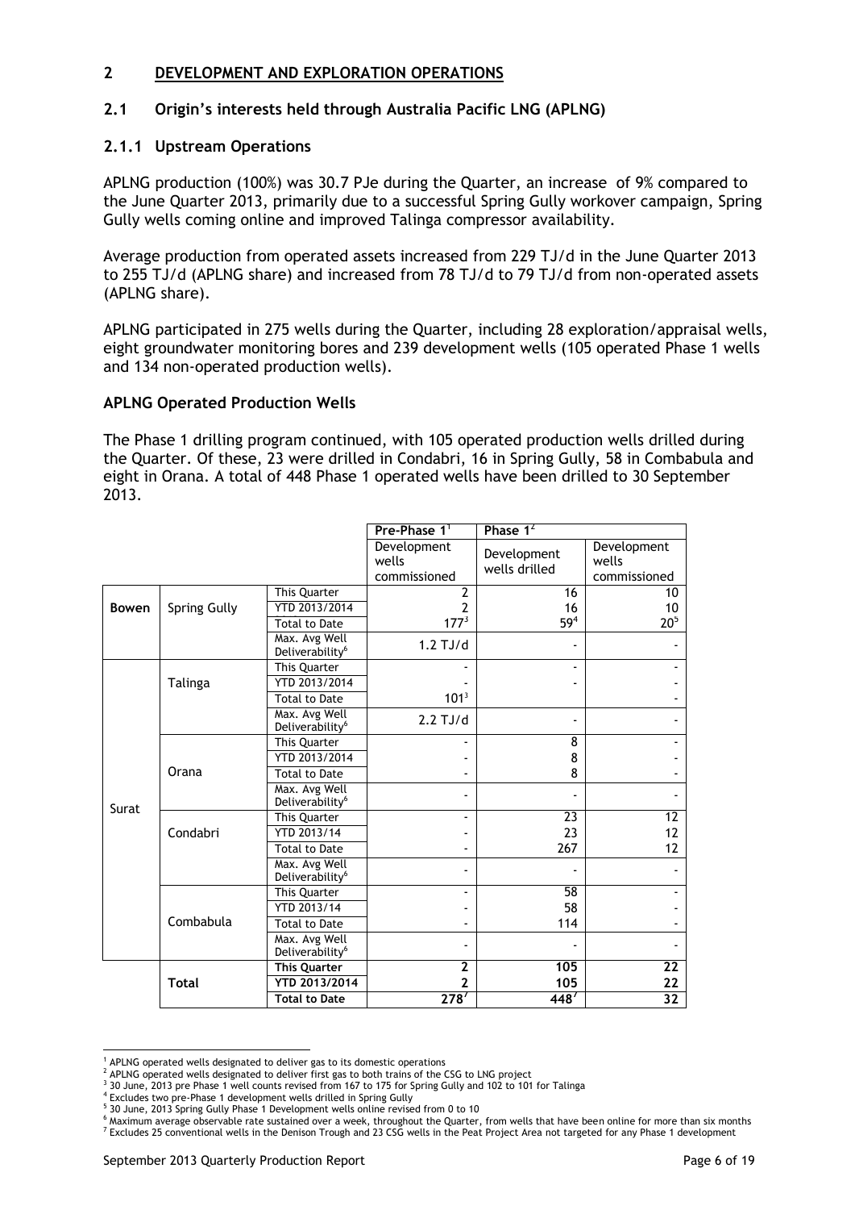## 2 DEVELOPMENT AND EXPLORATION OPERATIONS

### 2.1 Origin's interests held through Australia Pacific LNG (APLNG)

#### 2.1.1 Upstream Operations

APLNG production (100%) was 30.7 PJe during the Quarter, an increase of 9% compared to the June Quarter 2013, primarily due to a successful Spring Gully workover campaign, Spring Gully wells coming online and improved Talinga compressor availability.

Average production from operated assets increased from 229 TJ/d in the June Quarter 2013 to 255 TJ/d (APLNG share) and increased from 78 TJ/d to 79 TJ/d from non-operated assets (APLNG share).

APLNG participated in 275 wells during the Quarter, including 28 exploration/appraisal wells, eight groundwater monitoring bores and 239 development wells (105 operated Phase 1 wells and 134 non-operated production wells).

**APLNG Operated Production Wells**

The Phase 1 drilling program continued, with 105 operated production wells drilled during the Quarter. Of these, 23 were drilled in Condabri, 16 in Spring Gully, 58 in Combabula and eight in Orana. A total of 448 Phase 1 operated wells have been drilled to 30 September 2013.

| | | | Pre-Phase 1[1] | Phase 1[2] | |
|---|---|---|---|---|---|
| | | | Development wells commissioned | Development wells drilled | Development wells commissioned |
| Bowen | Spring Gully | This Quarter | 2 | 16 | 10 |
| | | YTD 2013/2014 | 2 | 16 | 10 |
| | | Total to Date | 177[3] | 59[4] | 20[5] |
| | | Max. Avg Well Deliverability[6] | 1.2 TJ/d | - | - |
| Surat | Talinga | This Quarter | - | - | - |
| | | YTD 2013/2014 | - | - | - |
| | | Total to Date | 101[3] | | - |
| | | Max. Avg Well Deliverability[6] | 2.2 TJ/d | - | - |
| | Orana | This Quarter | - | 8 | - |
| | | YTD 2013/2014 | - | 8 | - |
| | | Total to Date | - | 8 | - |
| | | Max. Avg Well Deliverability[6] | - | - | - |
| | Condabri | This Quarter | - | 23 | 12 |
| | | YTD 2013/14 | - | 23 | 12 |
| | | Total to Date | - | 267 | 12 |
| | | Max. Avg Well Deliverability[6] | - | - | - |
| | Combabula | This Quarter | - | 58 | - |
| | | YTD 2013/14 | - | 58 | - |
| | | Total to Date | - | 114 | - |
| | | Max. Avg Well Deliverability[6] | - | - | - |
| | **Total** | **This Quarter** | **2** | **105** | **22** |
| | | **YTD 2013/2014** | **2** | **105** | **22** |
| | | **Total to Date** | **278[7]** | **448[7]** | **32** |

[1] APLNG operated wells designated to deliver gas to its domestic operations
[2] APLNG operated wells designated to deliver first gas to both trains of the CSG to LNG project
[3] 30 June, 2013 pre Phase 1 well counts revised from 167 to 175 for Spring Gully and 102 to 101 for Talinga
[4] Excludes two pre-Phase 1 development wells drilled in Spring Gully
[5] 30 June, 2013 Spring Gully Phase 1 Development wells online revised from 0 to 10
[6] Maximum average observable rate sustained over a week, throughout the Quarter, from wells that have been online for more than six months
[7] Excludes 25 conventional wells in the Denison Trough and 23 CSG wells in the Peat Project Area not targeted for any Phase 1 development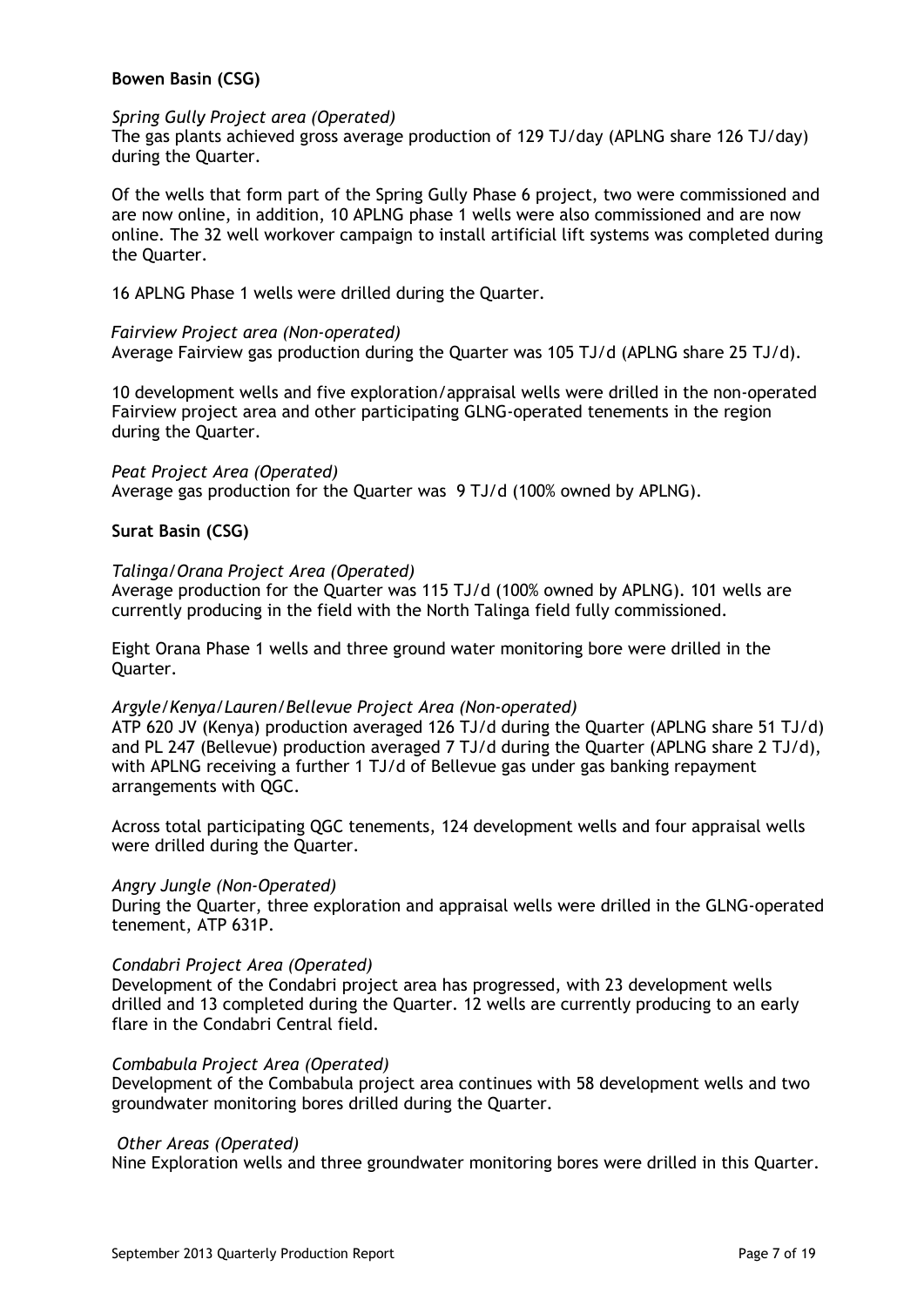**Bowen Basin (CSG)**

*Spring Gully Project area (Operated)*

The gas plants achieved gross average production of 129 TJ/day (APLNG share 126 TJ/day) during the Quarter.

Of the wells that form part of the Spring Gully Phase 6 project, two were commissioned and are now online, in addition, 10 APLNG phase 1 wells were also commissioned and are now online. The 32 well workover campaign to install artificial lift systems was completed during the Quarter.

16 APLNG Phase 1 wells were drilled during the Quarter.

*Fairview Project area (Non-operated)*

Average Fairview gas production during the Quarter was 105 TJ/d (APLNG share 25 TJ/d).

10 development wells and five exploration/appraisal wells were drilled in the non-operated Fairview project area and other participating GLNG-operated tenements in the region during the Quarter.

*Peat Project Area (Operated)*

Average gas production for the Quarter was 9 TJ/d (100% owned by APLNG).

**Surat Basin (CSG)**

*Talinga/Orana Project Area (Operated)*

Average production for the Quarter was 115 TJ/d (100% owned by APLNG). 101 wells are currently producing in the field with the North Talinga field fully commissioned.

Eight Orana Phase 1 wells and three ground water monitoring bore were drilled in the Quarter.

*Argyle/Kenya/Lauren/Bellevue Project Area (Non-operated)*

ATP 620 JV (Kenya) production averaged 126 TJ/d during the Quarter (APLNG share 51 TJ/d) and PL 247 (Bellevue) production averaged 7 TJ/d during the Quarter (APLNG share 2 TJ/d), with APLNG receiving a further 1 TJ/d of Bellevue gas under gas banking repayment arrangements with QGC.

Across total participating QGC tenements, 124 development wells and four appraisal wells were drilled during the Quarter.

*Angry Jungle (Non-Operated)*

During the Quarter, three exploration and appraisal wells were drilled in the GLNG-operated tenement, ATP 631P.

*Condabri Project Area (Operated)*

Development of the Condabri project area has progressed, with 23 development wells drilled and 13 completed during the Quarter. 12 wells are currently producing to an early flare in the Condabri Central field.

*Combabula Project Area (Operated)*

Development of the Combabula project area continues with 58 development wells and two groundwater monitoring bores drilled during the Quarter.

*Other Areas (Operated)*

Nine Exploration wells and three groundwater monitoring bores were drilled in this Quarter.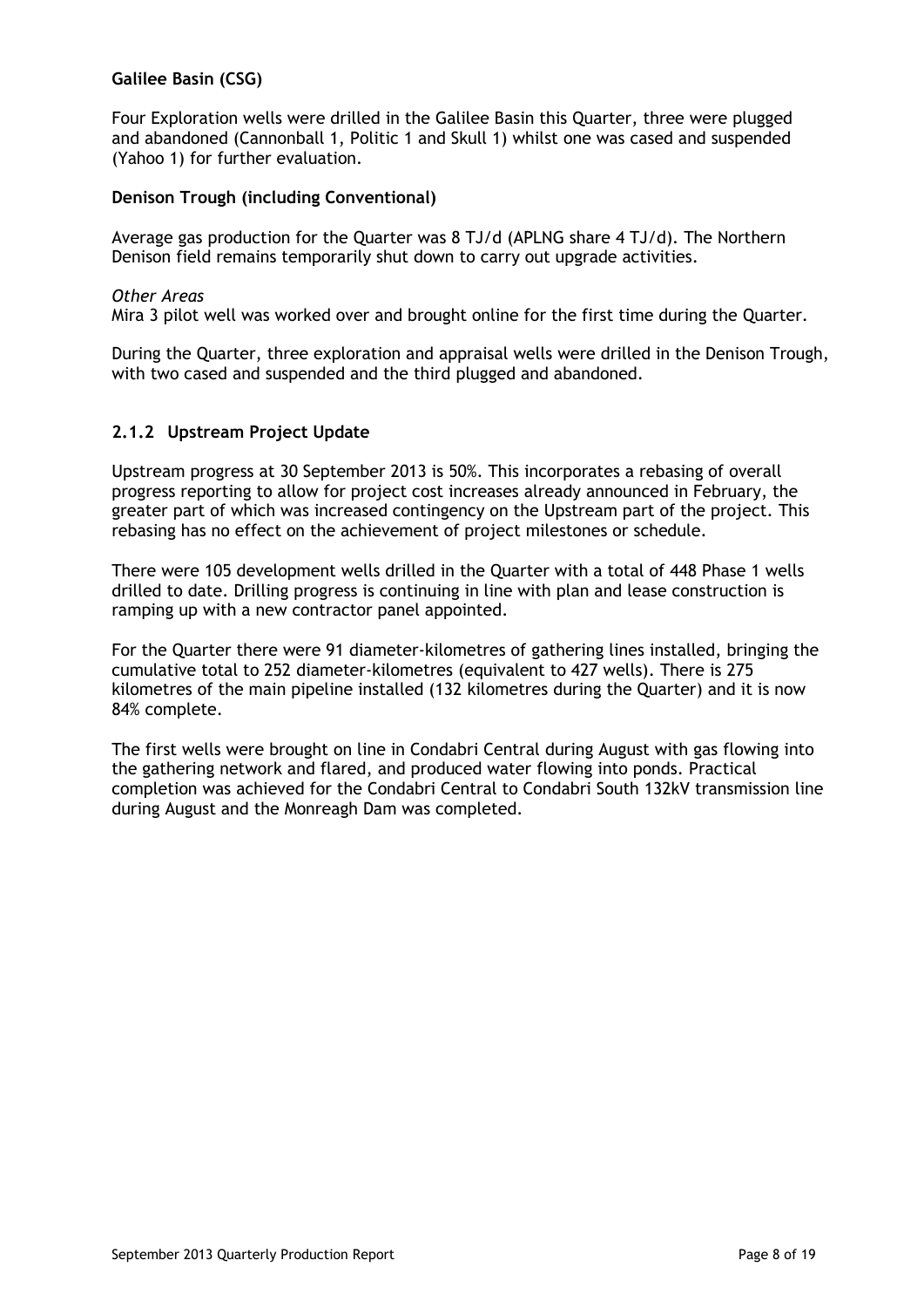**Galilee Basin (CSG)**

Four Exploration wells were drilled in the Galilee Basin this Quarter, three were plugged and abandoned (Cannonball 1, Politic 1 and Skull 1) whilst one was cased and suspended (Yahoo 1) for further evaluation.

**Denison Trough (including Conventional)**

Average gas production for the Quarter was 8 TJ/d (APLNG share 4 TJ/d). The Northern Denison field remains temporarily shut down to carry out upgrade activities.

*Other Areas*

Mira 3 pilot well was worked over and brought online for the first time during the Quarter.

During the Quarter, three exploration and appraisal wells were drilled in the Denison Trough, with two cased and suspended and the third plugged and abandoned.

### 2.1.2 Upstream Project Update

Upstream progress at 30 September 2013 is 50%. This incorporates a rebasing of overall progress reporting to allow for project cost increases already announced in February, the greater part of which was increased contingency on the Upstream part of the project. This rebasing has no effect on the achievement of project milestones or schedule.

There were 105 development wells drilled in the Quarter with a total of 448 Phase 1 wells drilled to date. Drilling progress is continuing in line with plan and lease construction is ramping up with a new contractor panel appointed.

For the Quarter there were 91 diameter-kilometres of gathering lines installed, bringing the cumulative total to 252 diameter-kilometres (equivalent to 427 wells). There is 275 kilometres of the main pipeline installed (132 kilometres during the Quarter) and it is now 84% complete.

The first wells were brought on line in Condabri Central during August with gas flowing into the gathering network and flared, and produced water flowing into ponds. Practical completion was achieved for the Condabri Central to Condabri South 132kV transmission line during August and the Monreagh Dam was completed.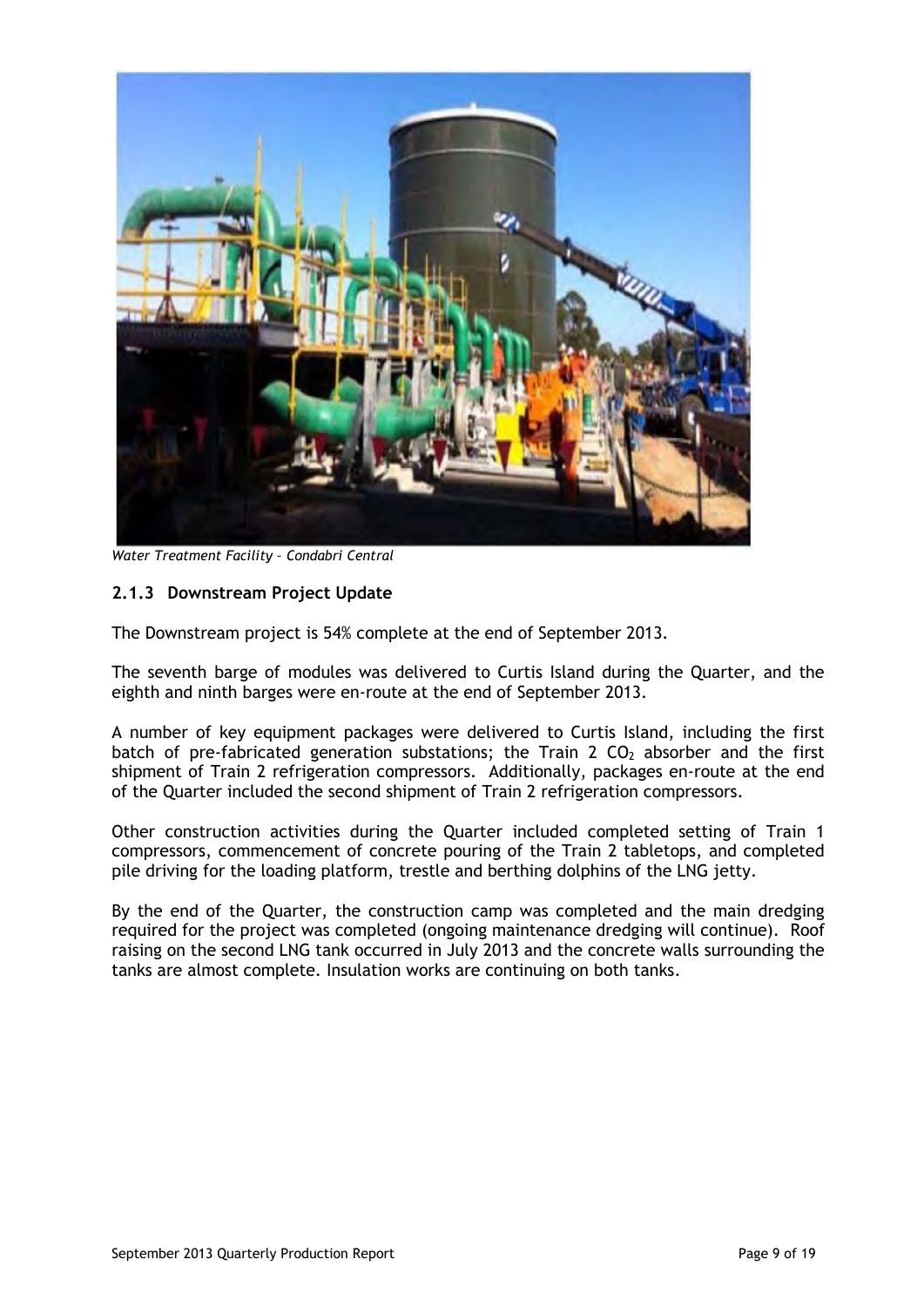*Water Treatment Facility – Condabri Central*

### 2.1.3 Downstream Project Update

The Downstream project is 54% complete at the end of September 2013.

The seventh barge of modules was delivered to Curtis Island during the Quarter, and the eighth and ninth barges were en-route at the end of September 2013.

A number of key equipment packages were delivered to Curtis Island, including the first batch of pre-fabricated generation substations; the Train 2 $CO_2$ absorber and the first shipment of Train 2 refrigeration compressors. Additionally, packages en-route at the end of the Quarter included the second shipment of Train 2 refrigeration compressors.

Other construction activities during the Quarter included completed setting of Train 1 compressors, commencement of concrete pouring of the Train 2 tabletops, and completed pile driving for the loading platform, trestle and berthing dolphins of the LNG jetty.

By the end of the Quarter, the construction camp was completed and the main dredging required for the project was completed (ongoing maintenance dredging will continue). Roof raising on the second LNG tank occurred in July 2013 and the concrete walls surrounding the tanks are almost complete. Insulation works are continuing on both tanks.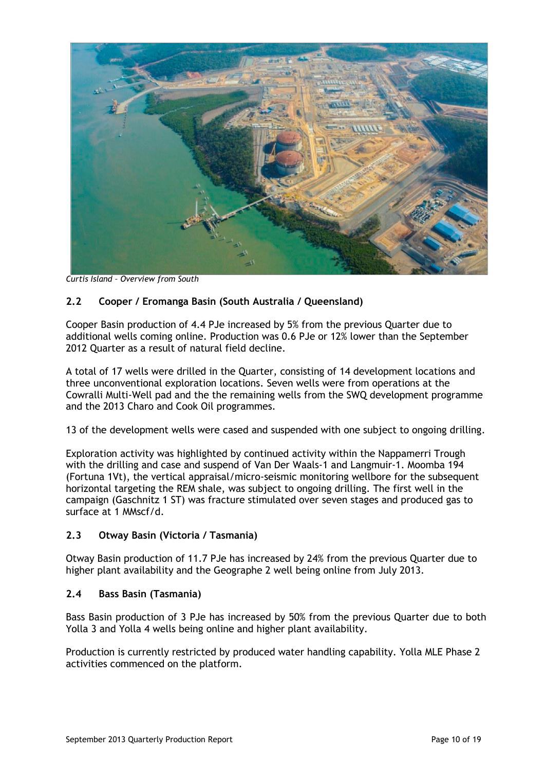*Curtis Island – Overview from South*

### 2.2 Cooper / Eromanga Basin (South Australia / Queensland)

Cooper Basin production of 4.4 PJe increased by 5% from the previous Quarter due to additional wells coming online. Production was 0.6 PJe or 12% lower than the September 2012 Quarter as a result of natural field decline.

A total of 17 wells were drilled in the Quarter, consisting of 14 development locations and three unconventional exploration locations. Seven wells were from operations at the Cowralli Multi-Well pad and the the remaining wells from the SWQ development programme and the 2013 Charo and Cook Oil programmes.

13 of the development wells were cased and suspended with one subject to ongoing drilling.

Exploration activity was highlighted by continued activity within the Nappamerri Trough with the drilling and case and suspend of Van Der Waals-1 and Langmuir-1. Moomba 194 (Fortuna 1Vt), the vertical appraisal/micro-seismic monitoring wellbore for the subsequent horizontal targeting the REM shale, was subject to ongoing drilling. The first well in the campaign (Gaschnitz 1 ST) was fracture stimulated over seven stages and produced gas to surface at 1 MMscf/d.

### 2.3 Otway Basin (Victoria / Tasmania)

Otway Basin production of 11.7 PJe has increased by 24% from the previous Quarter due to higher plant availability and the Geographe 2 well being online from July 2013.

### 2.4 Bass Basin (Tasmania)

Bass Basin production of 3 PJe has increased by 50% from the previous Quarter due to both Yolla 3 and Yolla 4 wells being online and higher plant availability.

Production is currently restricted by produced water handling capability. Yolla MLE Phase 2 activities commenced on the platform.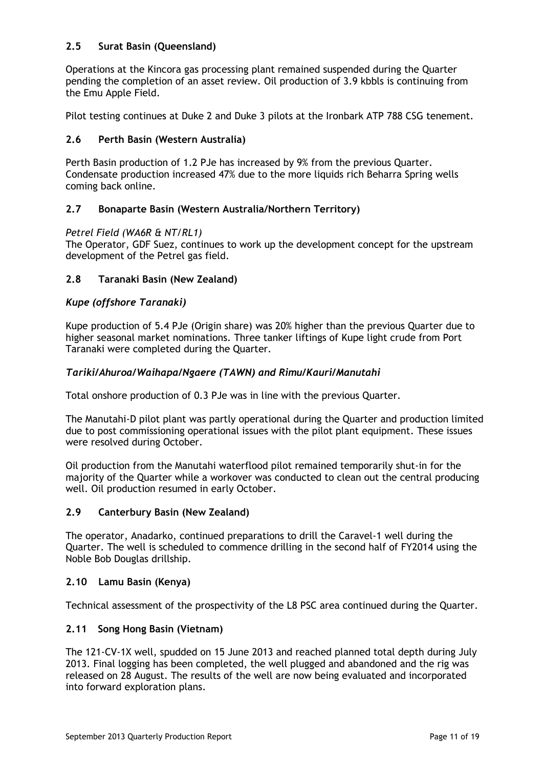### 2.5 Surat Basin (Queensland)

Operations at the Kincora gas processing plant remained suspended during the Quarter pending the completion of an asset review. Oil production of 3.9 kbbls is continuing from the Emu Apple Field.

Pilot testing continues at Duke 2 and Duke 3 pilots at the Ironbark ATP 788 CSG tenement.

### 2.6 Perth Basin (Western Australia)

Perth Basin production of 1.2 PJe has increased by 9% from the previous Quarter. Condensate production increased 47% due to the more liquids rich Beharra Spring wells coming back online.

### 2.7 Bonaparte Basin (Western Australia/Northern Territory)

*Petrel Field (WA6R & NT/RL1)*

The Operator, GDF Suez, continues to work up the development concept for the upstream development of the Petrel gas field.

### 2.8 Taranaki Basin (New Zealand)

#### *Kupe (offshore Taranaki)*

Kupe production of 5.4 PJe (Origin share) was 20% higher than the previous Quarter due to higher seasonal market nominations. Three tanker liftings of Kupe light crude from Port Taranaki were completed during the Quarter.

#### *Tariki/Ahuroa/Waihapa/Ngaere (TAWN) and Rimu/Kauri/Manutahi*

Total onshore production of 0.3 PJe was in line with the previous Quarter.

The Manutahi-D pilot plant was partly operational during the Quarter and production limited due to post commissioning operational issues with the pilot plant equipment. These issues were resolved during October.

Oil production from the Manutahi waterflood pilot remained temporarily shut-in for the majority of the Quarter while a workover was conducted to clean out the central producing well. Oil production resumed in early October.

### 2.9 Canterbury Basin (New Zealand)

The operator, Anadarko, continued preparations to drill the Caravel-1 well during the Quarter. The well is scheduled to commence drilling in the second half of FY2014 using the Noble Bob Douglas drillship.

### 2.10 Lamu Basin (Kenya)

Technical assessment of the prospectivity of the L8 PSC area continued during the Quarter.

### 2.11 Song Hong Basin (Vietnam)

The 121-CV-1X well, spudded on 15 June 2013 and reached planned total depth during July 2013. Final logging has been completed, the well plugged and abandoned and the rig was released on 28 August. The results of the well are now being evaluated and incorporated into forward exploration plans.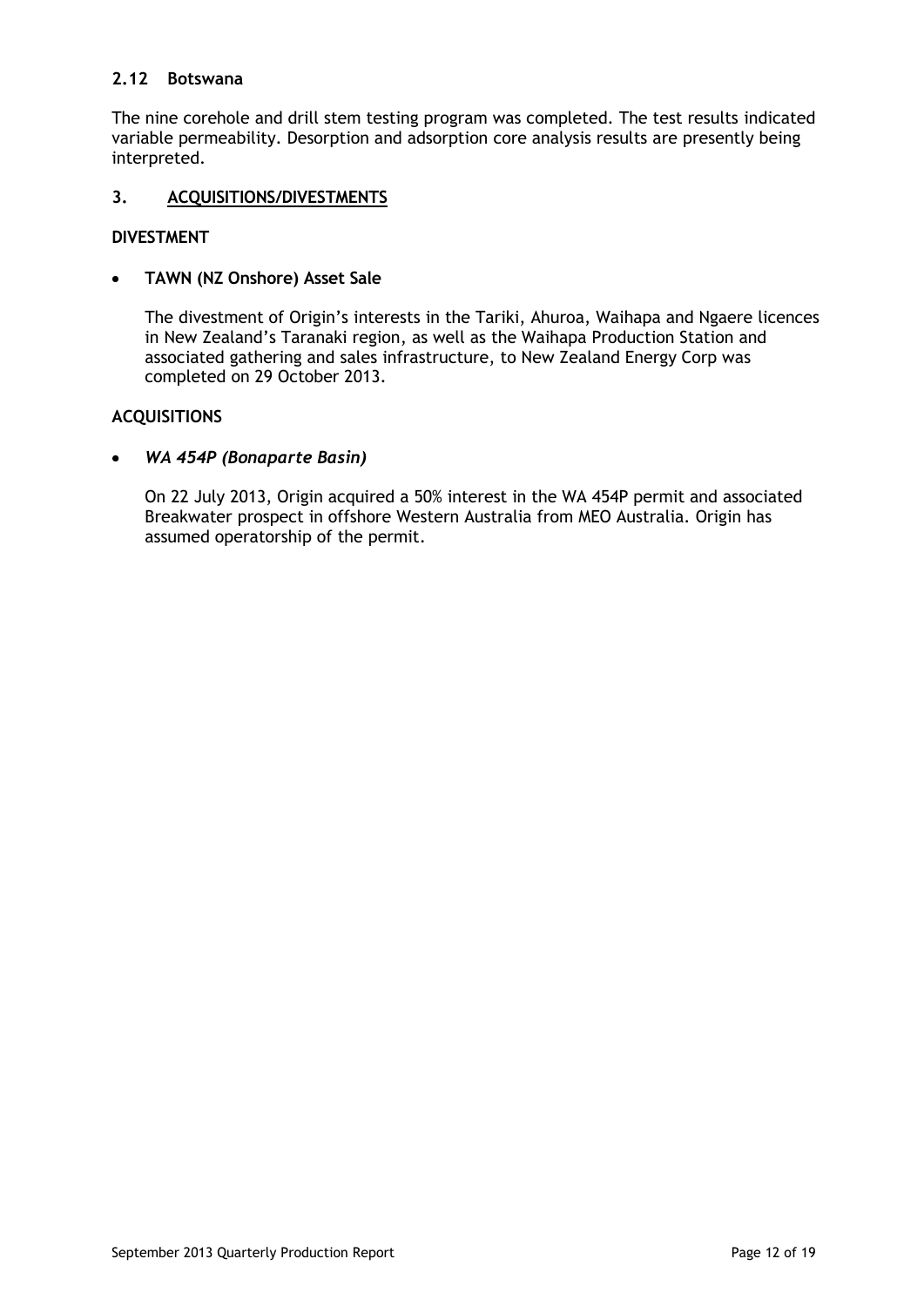### 2.12 Botswana

The nine corehole and drill stem testing program was completed. The test results indicated variable permeability. Desorption and adsorption core analysis results are presently being interpreted.

## 3. ACQUISITIONS/DIVESTMENTS

**DIVESTMENT**

- **TAWN (NZ Onshore) Asset Sale**

  The divestment of Origin's interests in the Tariki, Ahuroa, Waihapa and Ngaere licences in New Zealand's Taranaki region, as well as the Waihapa Production Station and associated gathering and sales infrastructure, to New Zealand Energy Corp was completed on 29 October 2013.

**ACQUISITIONS**

- ***WA 454P (Bonaparte Basin)***

  On 22 July 2013, Origin acquired a 50% interest in the WA 454P permit and associated Breakwater prospect in offshore Western Australia from MEO Australia. Origin has assumed operatorship of the permit.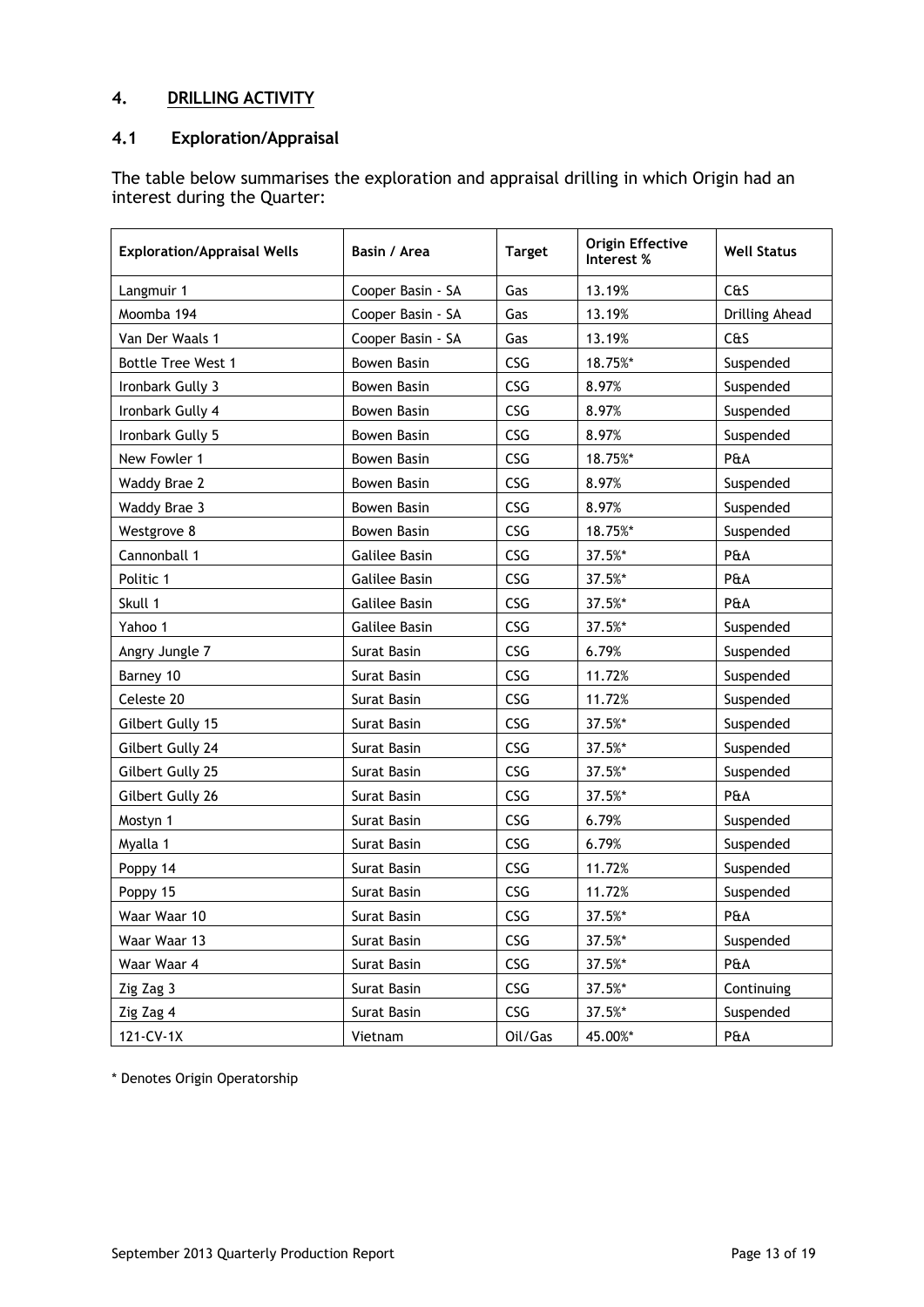## 4. DRILLING ACTIVITY

### 4.1 Exploration/Appraisal

The table below summarises the exploration and appraisal drilling in which Origin had an interest during the Quarter:

| Exploration/Appraisal Wells | Basin / Area | Target | Origin Effective Interest % | Well Status |
|---|---|---|---|---|
| Langmuir 1 | Cooper Basin - SA | Gas | 13.19% | C&S |
| Moomba 194 | Cooper Basin - SA | Gas | 13.19% | Drilling Ahead |
| Van Der Waals 1 | Cooper Basin - SA | Gas | 13.19% | C&S |
| Bottle Tree West 1 | Bowen Basin | CSG | 18.75%* | Suspended |
| Ironbark Gully 3 | Bowen Basin | CSG | 8.97% | Suspended |
| Ironbark Gully 4 | Bowen Basin | CSG | 8.97% | Suspended |
| Ironbark Gully 5 | Bowen Basin | CSG | 8.97% | Suspended |
| New Fowler 1 | Bowen Basin | CSG | 18.75%* | P&A |
| Waddy Brae 2 | Bowen Basin | CSG | 8.97% | Suspended |
| Waddy Brae 3 | Bowen Basin | CSG | 8.97% | Suspended |
| Westgrove 8 | Bowen Basin | CSG | 18.75%* | Suspended |
| Cannonball 1 | Galilee Basin | CSG | 37.5%* | P&A |
| Politic 1 | Galilee Basin | CSG | 37.5%* | P&A |
| Skull 1 | Galilee Basin | CSG | 37.5%* | P&A |
| Yahoo 1 | Galilee Basin | CSG | 37.5%* | Suspended |
| Angry Jungle 7 | Surat Basin | CSG | 6.79% | Suspended |
| Barney 10 | Surat Basin | CSG | 11.72% | Suspended |
| Celeste 20 | Surat Basin | CSG | 11.72% | Suspended |
| Gilbert Gully 15 | Surat Basin | CSG | 37.5%* | Suspended |
| Gilbert Gully 24 | Surat Basin | CSG | 37.5%* | Suspended |
| Gilbert Gully 25 | Surat Basin | CSG | 37.5%* | Suspended |
| Gilbert Gully 26 | Surat Basin | CSG | 37.5%* | P&A |
| Mostyn 1 | Surat Basin | CSG | 6.79% | Suspended |
| Myalla 1 | Surat Basin | CSG | 6.79% | Suspended |
| Poppy 14 | Surat Basin | CSG | 11.72% | Suspended |
| Poppy 15 | Surat Basin | CSG | 11.72% | Suspended |
| Waar Waar 10 | Surat Basin | CSG | 37.5%* | P&A |
| Waar Waar 13 | Surat Basin | CSG | 37.5%* | Suspended |
| Waar Waar 4 | Surat Basin | CSG | 37.5%* | P&A |
| Zig Zag 3 | Surat Basin | CSG | 37.5%* | Continuing |
| Zig Zag 4 | Surat Basin | CSG | 37.5%* | Suspended |
| 121-CV-1X | Vietnam | Oil/Gas | 45.00%* | P&A |

* Denotes Origin Operatorship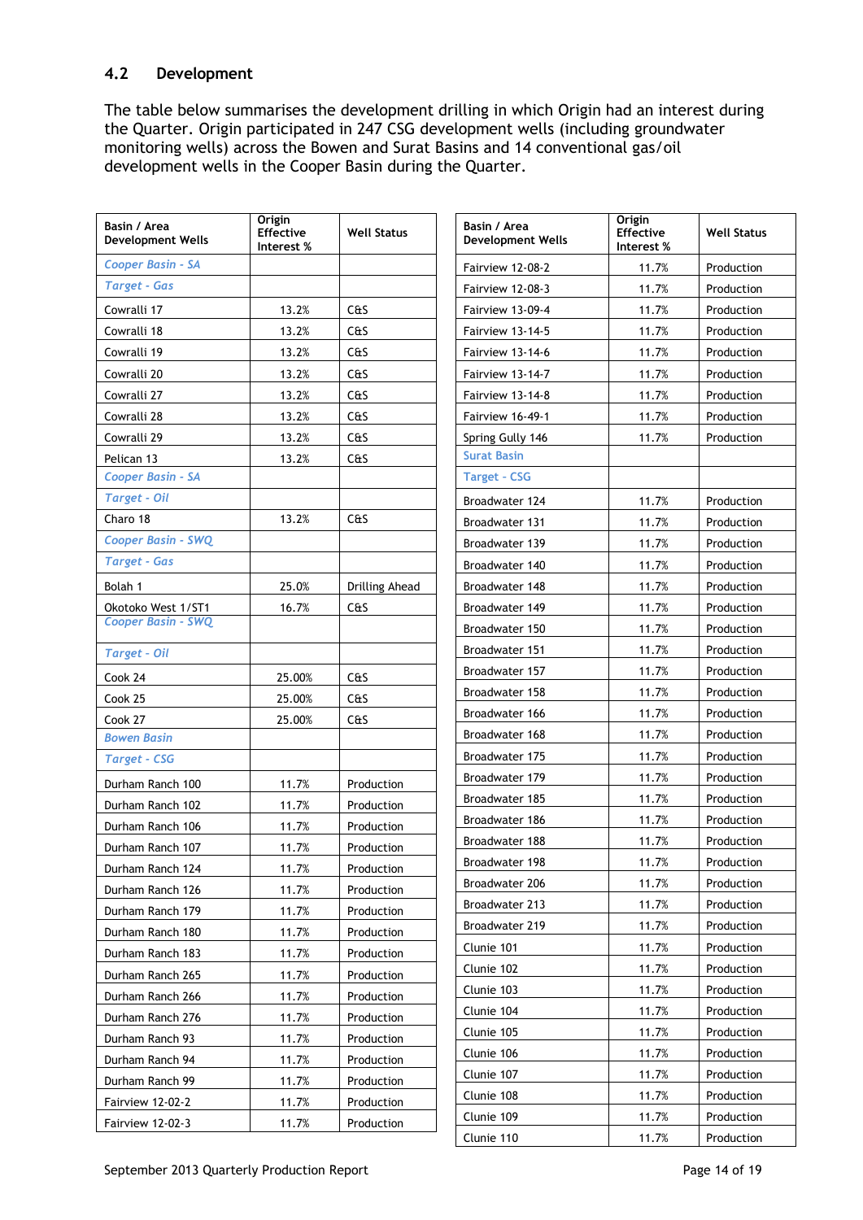## 4.2 Development

The table below summarises the development drilling in which Origin had an interest during the Quarter. Origin participated in 247 CSG development wells (including groundwater monitoring wells) across the Bowen and Surat Basins and 14 conventional gas/oil development wells in the Cooper Basin during the Quarter.

| Basin / Area Development Wells | Origin Effective Interest % | Well Status |
|---|---|---|
| *Cooper Basin - SA* | | |
| *Target - Gas* | | |
| Cowralli 17 | 13.2% | C&S |
| Cowralli 18 | 13.2% | C&S |
| Cowralli 19 | 13.2% | C&S |
| Cowralli 20 | 13.2% | C&S |
| Cowralli 27 | 13.2% | C&S |
| Cowralli 28 | 13.2% | C&S |
| Cowralli 29 | 13.2% | C&S |
| Pelican 13 | 13.2% | C&S |
| *Cooper Basin - SA* | | |
| *Target - Oil* | | |
| Charo 18 | 13.2% | C&S |
| *Cooper Basin - SWQ* | | |
| *Target - Gas* | | |
| Bolah 1 | 25.0% | Drilling Ahead |
| Okotoko West 1/ST1 | 16.7% | C&S |
| *Cooper Basin - SWQ* | | |
| *Target - Oil* | | |
| Cook 24 | 25.00% | C&S |
| Cook 25 | 25.00% | C&S |
| Cook 27 | 25.00% | C&S |
| *Bowen Basin* | | |
| *Target - CSG* | | |
| Durham Ranch 100 | 11.7% | Production |
| Durham Ranch 102 | 11.7% | Production |
| Durham Ranch 106 | 11.7% | Production |
| Durham Ranch 107 | 11.7% | Production |
| Durham Ranch 124 | 11.7% | Production |
| Durham Ranch 126 | 11.7% | Production |
| Durham Ranch 179 | 11.7% | Production |
| Durham Ranch 180 | 11.7% | Production |
| Durham Ranch 183 | 11.7% | Production |
| Durham Ranch 265 | 11.7% | Production |
| Durham Ranch 266 | 11.7% | Production |
| Durham Ranch 276 | 11.7% | Production |
| Durham Ranch 93 | 11.7% | Production |
| Durham Ranch 94 | 11.7% | Production |
| Durham Ranch 99 | 11.7% | Production |
| Fairview 12-02-2 | 11.7% | Production |
| Fairview 12-02-3 | 11.7% | Production |
| Fairview 12-08-2 | 11.7% | Production |
| Fairview 12-08-3 | 11.7% | Production |
| Fairview 13-09-4 | 11.7% | Production |
| Fairview 13-14-5 | 11.7% | Production |
| Fairview 13-14-6 | 11.7% | Production |
| Fairview 13-14-7 | 11.7% | Production |
| Fairview 13-14-8 | 11.7% | Production |
| Fairview 16-49-1 | 11.7% | Production |
| Spring Gully 146 | 11.7% | Production |
| Surat Basin | | |
| *Target - CSG* | | |
| Broadwater 124 | 11.7% | Production |
| Broadwater 131 | 11.7% | Production |
| Broadwater 139 | 11.7% | Production |
| Broadwater 140 | 11.7% | Production |
| Broadwater 148 | 11.7% | Production |
| Broadwater 149 | 11.7% | Production |
| Broadwater 150 | 11.7% | Production |
| Broadwater 151 | 11.7% | Production |
| Broadwater 157 | 11.7% | Production |
| Broadwater 158 | 11.7% | Production |
| Broadwater 166 | 11.7% | Production |
| Broadwater 168 | 11.7% | Production |
| Broadwater 175 | 11.7% | Production |
| Broadwater 179 | 11.7% | Production |
| Broadwater 185 | 11.7% | Production |
| Broadwater 186 | 11.7% | Production |
| Broadwater 188 | 11.7% | Production |
| Broadwater 198 | 11.7% | Production |
| Broadwater 206 | 11.7% | Production |
| Broadwater 213 | 11.7% | Production |
| Broadwater 219 | 11.7% | Production |
| Clunie 101 | 11.7% | Production |
| Clunie 102 | 11.7% | Production |
| Clunie 103 | 11.7% | Production |
| Clunie 104 | 11.7% | Production |
| Clunie 105 | 11.7% | Production |
| Clunie 106 | 11.7% | Production |
| Clunie 107 | 11.7% | Production |
| Clunie 108 | 11.7% | Production |
| Clunie 109 | 11.7% | Production |
| Clunie 110 | 11.7% | Production |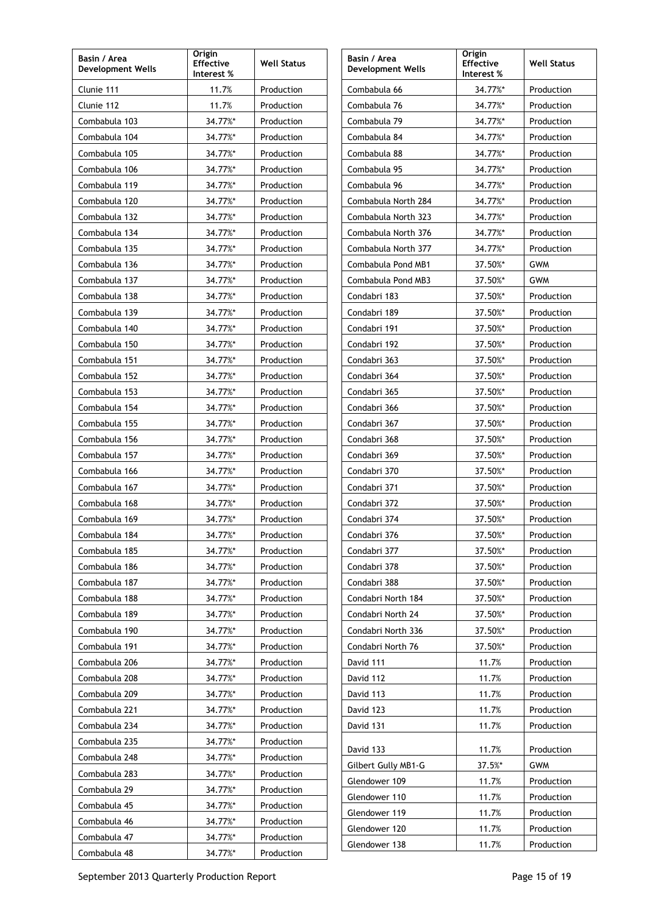| Basin / Area Development Wells | Origin Effective Interest % | Well Status |
|---|---|---|
| Clunie 111 | 11.7% | Production |
| Clunie 112 | 11.7% | Production |
| Combabula 103 | 34.77%* | Production |
| Combabula 104 | 34.77%* | Production |
| Combabula 105 | 34.77%* | Production |
| Combabula 106 | 34.77%* | Production |
| Combabula 119 | 34.77%* | Production |
| Combabula 120 | 34.77%* | Production |
| Combabula 132 | 34.77%* | Production |
| Combabula 134 | 34.77%* | Production |
| Combabula 135 | 34.77%* | Production |
| Combabula 136 | 34.77%* | Production |
| Combabula 137 | 34.77%* | Production |
| Combabula 138 | 34.77%* | Production |
| Combabula 139 | 34.77%* | Production |
| Combabula 140 | 34.77%* | Production |
| Combabula 150 | 34.77%* | Production |
| Combabula 151 | 34.77%* | Production |
| Combabula 152 | 34.77%* | Production |
| Combabula 153 | 34.77%* | Production |
| Combabula 154 | 34.77%* | Production |
| Combabula 155 | 34.77%* | Production |
| Combabula 156 | 34.77%* | Production |
| Combabula 157 | 34.77%* | Production |
| Combabula 166 | 34.77%* | Production |
| Combabula 167 | 34.77%* | Production |
| Combabula 168 | 34.77%* | Production |
| Combabula 169 | 34.77%* | Production |
| Combabula 184 | 34.77%* | Production |
| Combabula 185 | 34.77%* | Production |
| Combabula 186 | 34.77%* | Production |
| Combabula 187 | 34.77%* | Production |
| Combabula 188 | 34.77%* | Production |
| Combabula 189 | 34.77%* | Production |
| Combabula 190 | 34.77%* | Production |
| Combabula 191 | 34.77%* | Production |
| Combabula 206 | 34.77%* | Production |
| Combabula 208 | 34.77%* | Production |
| Combabula 209 | 34.77%* | Production |
| Combabula 221 | 34.77%* | Production |
| Combabula 234 | 34.77%* | Production |
| Combabula 235 | 34.77%* | Production |
| Combabula 248 | 34.77%* | Production |
| Combabula 283 | 34.77%* | Production |
| Combabula 29 | 34.77%* | Production |
| Combabula 45 | 34.77%* | Production |
| Combabula 46 | 34.77%* | Production |
| Combabula 47 | 34.77%* | Production |
| Combabula 48 | 34.77%* | Production |
| Combabula 66 | 34.77%* | Production |
| Combabula 76 | 34.77%* | Production |
| Combabula 79 | 34.77%* | Production |
| Combabula 84 | 34.77%* | Production |
| Combabula 88 | 34.77%* | Production |
| Combabula 95 | 34.77%* | Production |
| Combabula 96 | 34.77%* | Production |
| Combabula North 284 | 34.77%* | Production |
| Combabula North 323 | 34.77%* | Production |
| Combabula North 376 | 34.77%* | Production |
| Combabula North 377 | 34.77%* | Production |
| Combabula Pond MB1 | 37.50%* | GWM |
| Combabula Pond MB3 | 37.50%* | GWM |
| Condabri 183 | 37.50%* | Production |
| Condabri 189 | 37.50%* | Production |
| Condabri 191 | 37.50%* | Production |
| Condabri 192 | 37.50%* | Production |
| Condabri 363 | 37.50%* | Production |
| Condabri 364 | 37.50%* | Production |
| Condabri 365 | 37.50%* | Production |
| Condabri 366 | 37.50%* | Production |
| Condabri 367 | 37.50%* | Production |
| Condabri 368 | 37.50%* | Production |
| Condabri 369 | 37.50%* | Production |
| Condabri 370 | 37.50%* | Production |
| Condabri 371 | 37.50%* | Production |
| Condabri 372 | 37.50%* | Production |
| Condabri 374 | 37.50%* | Production |
| Condabri 376 | 37.50%* | Production |
| Condabri 377 | 37.50%* | Production |
| Condabri 378 | 37.50%* | Production |
| Condabri 388 | 37.50%* | Production |
| Condabri North 184 | 37.50%* | Production |
| Condabri North 24 | 37.50%* | Production |
| Condabri North 336 | 37.50%* | Production |
| Condabri North 76 | 37.50%* | Production |
| David 111 | 11.7% | Production |
| David 112 | 11.7% | Production |
| David 113 | 11.7% | Production |
| David 123 | 11.7% | Production |
| David 131 | 11.7% | Production |
| David 133 | 11.7% | Production |
| Gilbert Gully MB1-G | 37.5%* | GWM |
| Glendower 109 | 11.7% | Production |
| Glendower 110 | 11.7% | Production |
| Glendower 119 | 11.7% | Production |
| Glendower 120 | 11.7% | Production |
| Glendower 138 | 11.7% | Production |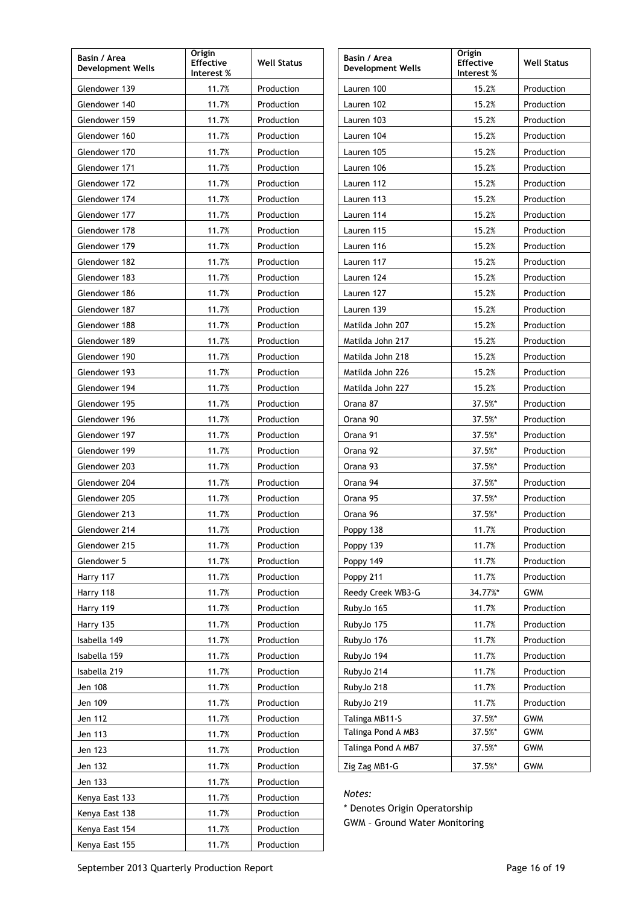| Basin / Area Development Wells | Origin Effective Interest % | Well Status |
|---|---|---|
| Glendower 139 | 11.7% | Production |
| Glendower 140 | 11.7% | Production |
| Glendower 159 | 11.7% | Production |
| Glendower 160 | 11.7% | Production |
| Glendower 170 | 11.7% | Production |
| Glendower 171 | 11.7% | Production |
| Glendower 172 | 11.7% | Production |
| Glendower 174 | 11.7% | Production |
| Glendower 177 | 11.7% | Production |
| Glendower 178 | 11.7% | Production |
| Glendower 179 | 11.7% | Production |
| Glendower 182 | 11.7% | Production |
| Glendower 183 | 11.7% | Production |
| Glendower 186 | 11.7% | Production |
| Glendower 187 | 11.7% | Production |
| Glendower 188 | 11.7% | Production |
| Glendower 189 | 11.7% | Production |
| Glendower 190 | 11.7% | Production |
| Glendower 193 | 11.7% | Production |
| Glendower 194 | 11.7% | Production |
| Glendower 195 | 11.7% | Production |
| Glendower 196 | 11.7% | Production |
| Glendower 197 | 11.7% | Production |
| Glendower 199 | 11.7% | Production |
| Glendower 203 | 11.7% | Production |
| Glendower 204 | 11.7% | Production |
| Glendower 205 | 11.7% | Production |
| Glendower 213 | 11.7% | Production |
| Glendower 214 | 11.7% | Production |
| Glendower 215 | 11.7% | Production |
| Glendower 5 | 11.7% | Production |
| Harry 117 | 11.7% | Production |
| Harry 118 | 11.7% | Production |
| Harry 119 | 11.7% | Production |
| Harry 135 | 11.7% | Production |
| Isabella 149 | 11.7% | Production |
| Isabella 159 | 11.7% | Production |
| Isabella 219 | 11.7% | Production |
| Jen 108 | 11.7% | Production |
| Jen 109 | 11.7% | Production |
| Jen 112 | 11.7% | Production |
| Jen 113 | 11.7% | Production |
| Jen 123 | 11.7% | Production |
| Jen 132 | 11.7% | Production |
| Jen 133 | 11.7% | Production |
| Kenya East 133 | 11.7% | Production |
| Kenya East 138 | 11.7% | Production |
| Kenya East 154 | 11.7% | Production |
| Kenya East 155 | 11.7% | Production |

| Basin / Area Development Wells | Origin Effective Interest % | Well Status |
|---|---|---|
| Lauren 100 | 15.2% | Production |
| Lauren 102 | 15.2% | Production |
| Lauren 103 | 15.2% | Production |
| Lauren 104 | 15.2% | Production |
| Lauren 105 | 15.2% | Production |
| Lauren 106 | 15.2% | Production |
| Lauren 112 | 15.2% | Production |
| Lauren 113 | 15.2% | Production |
| Lauren 114 | 15.2% | Production |
| Lauren 115 | 15.2% | Production |
| Lauren 116 | 15.2% | Production |
| Lauren 117 | 15.2% | Production |
| Lauren 124 | 15.2% | Production |
| Lauren 127 | 15.2% | Production |
| Lauren 139 | 15.2% | Production |
| Matilda John 207 | 15.2% | Production |
| Matilda John 217 | 15.2% | Production |
| Matilda John 218 | 15.2% | Production |
| Matilda John 226 | 15.2% | Production |
| Matilda John 227 | 15.2% | Production |
| Orana 87 | 37.5%* | Production |
| Orana 90 | 37.5%* | Production |
| Orana 91 | 37.5%* | Production |
| Orana 92 | 37.5%* | Production |
| Orana 93 | 37.5%* | Production |
| Orana 94 | 37.5%* | Production |
| Orana 95 | 37.5%* | Production |
| Orana 96 | 37.5%* | Production |
| Poppy 138 | 11.7% | Production |
| Poppy 139 | 11.7% | Production |
| Poppy 149 | 11.7% | Production |
| Poppy 211 | 11.7% | Production |
| Reedy Creek WB3-G | 34.77%* | GWM |
| RubyJo 165 | 11.7% | Production |
| RubyJo 175 | 11.7% | Production |
| RubyJo 176 | 11.7% | Production |
| RubyJo 194 | 11.7% | Production |
| RubyJo 214 | 11.7% | Production |
| RubyJo 218 | 11.7% | Production |
| RubyJo 219 | 11.7% | Production |
| Talinga MB11-S | 37.5%* | GWM |
| Talinga Pond A MB3 | 37.5%* | GWM |
| Talinga Pond A MB7 | 37.5%* | GWM |
| Zig Zag MB1-G | 37.5%* | GWM |

*Notes:*

* Denotes Origin Operatorship

GWM – Ground Water Monitoring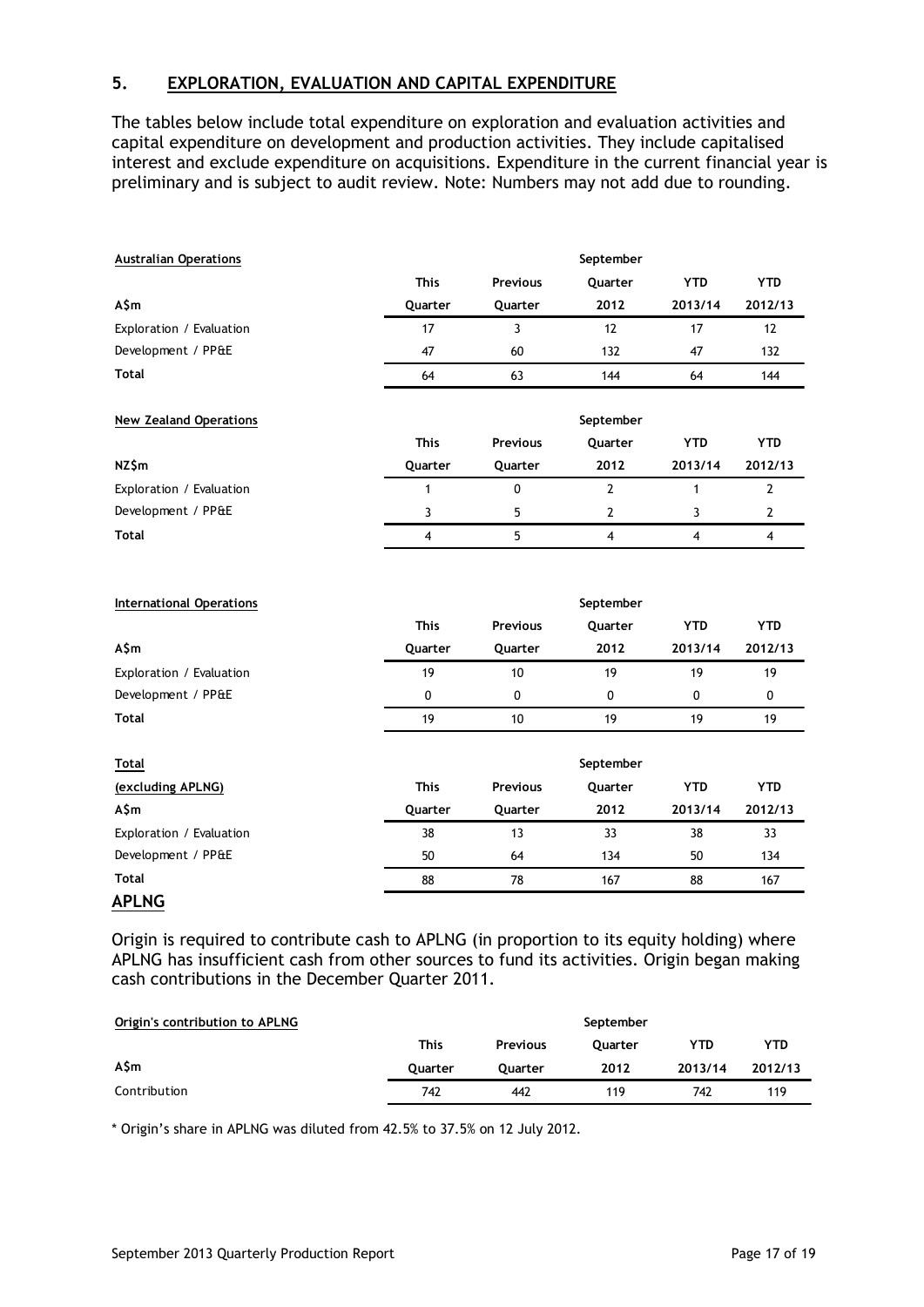## 5. EXPLORATION, EVALUATION AND CAPITAL EXPENDITURE

The tables below include total expenditure on exploration and evaluation activities and capital expenditure on development and production activities. They include capitalised interest and exclude expenditure on acquisitions. Expenditure in the current financial year is preliminary and is subject to audit review. Note: Numbers may not add due to rounding.

| Australian Operations | | | September | | |
|---|---|---|---|---|---|
| | This | Previous | Quarter | YTD | YTD |
| A$m | Quarter | Quarter | 2012 | 2013/14 | 2012/13 |
| Exploration / Evaluation | 17 | 3 | 12 | 17 | 12 |
| Development / PP&E | 47 | 60 | 132 | 47 | 132 |
| **Total** | 64 | 63 | 144 | 64 | 144 |

| New Zealand Operations | | | September | | |
|---|---|---|---|---|---|
| | This | Previous | Quarter | YTD | YTD |
| NZ$m | Quarter | Quarter | 2012 | 2013/14 | 2012/13 |
| Exploration / Evaluation | 1 | 0 | 2 | 1 | 2 |
| Development / PP&E | 3 | 5 | 2 | 3 | 2 |
| **Total** | 4 | 5 | 4 | 4 | 4 |

| International Operations | | | September | | |
|---|---|---|---|---|---|
| | This | Previous | Quarter | YTD | YTD |
| A$m | Quarter | Quarter | 2012 | 2013/14 | 2012/13 |
| Exploration / Evaluation | 19 | 10 | 19 | 19 | 19 |
| Development / PP&E | 0 | 0 | 0 | 0 | 0 |
| **Total** | 19 | 10 | 19 | 19 | 19 |

| Total | | | September | | |
|---|---|---|---|---|---|
| (excluding APLNG) | This | Previous | Quarter | YTD | YTD |
| A$m | Quarter | Quarter | 2012 | 2013/14 | 2012/13 |
| Exploration / Evaluation | 38 | 13 | 33 | 38 | 33 |
| Development / PP&E | 50 | 64 | 134 | 50 | 134 |
| **Total** | 88 | 78 | 167 | 88 | 167 |

## APLNG

Origin is required to contribute cash to APLNG (in proportion to its equity holding) where APLNG has insufficient cash from other sources to fund its activities. Origin began making cash contributions in the December Quarter 2011.

| Origin's contribution to APLNG | | | September | | |
|---|---|---|---|---|---|
| | This | Previous | Quarter | YTD | YTD |
| A$m | Quarter | Quarter | 2012 | 2013/14 | 2012/13 |
| Contribution | 742 | 442 | 119 | 742 | 119 |

* Origin's share in APLNG was diluted from 42.5% to 37.5% on 12 July 2012.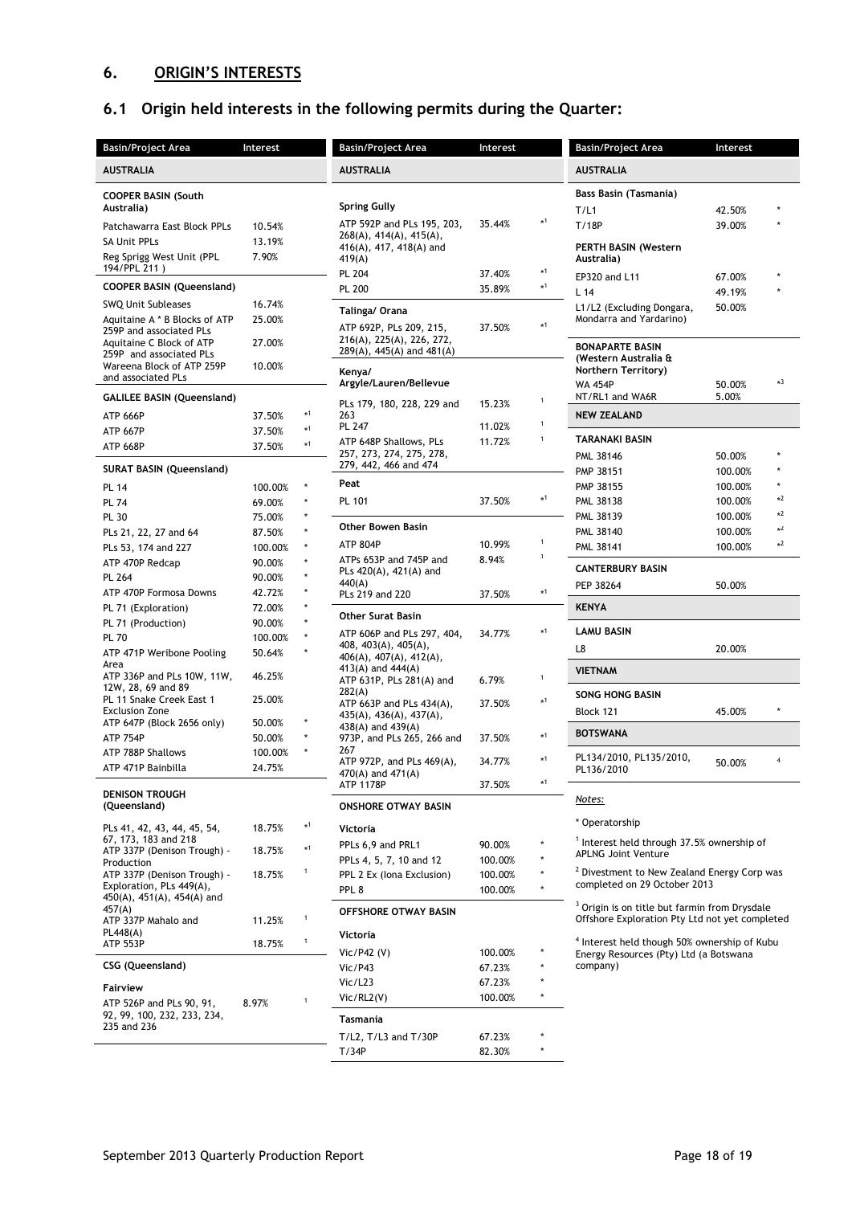## 6. ORIGIN'S INTERESTS

### 6.1 Origin held interests in the following permits during the Quarter:

| Basin/Project Area | Interest | |
|---|---|---|
| **AUSTRALIA** | | |
| **COOPER BASIN (South Australia)** | | |
| Patchawarra East Block PPLs | 10.54% | |
| SA Unit PPLs | 13.19% | |
| Reg Sprigg West Unit (PPL 194/PPL 211 ) | 7.90% | |
| **COOPER BASIN (Queensland)** | | |
| SWQ Unit Subleases | 16.74% | |
| Aquitaine A * B Blocks of ATP 259P and associated PLs | 25.00% | |
| Aquitaine C Block of ATP 259P and associated PLs | 27.00% | |
| Wareena Block of ATP 259P and associated PLs | 10.00% | |
| **GALILEE BASIN (Queensland)** | | |
| ATP 666P | 37.50% | *1 |
| ATP 667P | 37.50% | *1 |
| ATP 668P | 37.50% | *1 |
| **SURAT BASIN (Queensland)** | | |
| PL 14 | 100.00% | * |
| PL 74 | 69.00% | * |
| PL 30 | 75.00% | * |
| PLs 21, 22, 27 and 64 | 87.50% | * |
| PLs 53, 174 and 227 | 100.00% | * |
| ATP 470P Redcap | 90.00% | * |
| PL 264 | 90.00% | * |
| ATP 470P Formosa Downs | 42.72% | * |
| PL 71 (Exploration) | 72.00% | * |
| PL 71 (Production) | 90.00% | * |
| PL 70 | 100.00% | * |
| ATP 471P Weribone Pooling Area | 50.64% | * |
| ATP 336P and PLs 10W, 11W, 12W, 28, 69 and 89 | 46.25% | |
| PL 11 Snake Creek East 1 Exclusion Zone | 25.00% | |
| ATP 647P (Block 2656 only) | 50.00% | * |
| ATP 754P | 50.00% | * |
| ATP 788P Shallows | 100.00% | * |
| ATP 471P Bainbilla | 24.75% | |
| **DENISON TROUGH (Queensland)** | | |
| PLs 41, 42, 43, 44, 45, 54, 67, 173, 183 and 218 | 18.75% | *1 |
| ATP 337P (Denison Trough) - Production | 18.75% | *1 |
| ATP 337P (Denison Trough) - Exploration, PLs 449(A), 450(A), 451(A), 454(A) and 457(A) | 18.75% | 1 |
| ATP 337P Mahalo and PL448(A) | 11.25% | 1 |
| ATP 553P | 18.75% | 1 |
| **CSG (Queensland)** | | |
| **Fairview** | | |
| ATP 526P and PLs 90, 91, 92, 99, 100, 232, 233, 234, 235 and 236 | 8.97% | 1 |

| Basin/Project Area | Interest | |
|---|---|---|
| **AUSTRALIA** | | |
| **Spring Gully** | | |
| ATP 592P and PLs 195, 203, 268(A), 414(A), 415(A), 416(A), 417, 418(A) and 419(A) | 35.44% | *1 |
| PL 204 | 37.40% | *1 |
| PL 200 | 35.89% | *1 |
| **Talinga/ Orana** | | |
| ATP 692P, PLs 209, 215, 216(A), 225(A), 226, 272, 289(A), 445(A) and 481(A) | 37.50% | *1 |
| **Kenya/ Argyle/Lauren/Bellevue** | | |
| PLs 179, 180, 228, 229 and 263 | 15.23% | 1 |
| PL 247 | 11.02% | 1 |
| ATP 648P Shallows, PLs 257, 273, 274, 275, 278, 279, 442, 466 and 474 | 11.72% | 1 |
| **Peat** | | |
| PL 101 | 37.50% | *1 |
| **Other Bowen Basin** | | |
| ATP 804P | 10.99% | 1 |
| ATPs 653P and 745P and PLs 420(A), 421(A) and 440(A) | 8.94% | 1 |
| PLs 219 and 220 | 37.50% | *1 |
| **Other Surat Basin** | | |
| ATP 606P and PLs 297, 404, 408, 403(A), 405(A), 406(A), 407(A), 412(A), 413(A) and 444(A) | 34.77% | *1 |
| ATP 631P, PLs 281(A) and 282(A) | 6.79% | 1 |
| ATP 663P and PLs 434(A), 435(A), 436(A), 437(A), 438(A) and 439(A) | 37.50% | *1 |
| 973P, and PLs 265, 266 and 267 | 37.50% | *1 |
| ATP 972P, and PLs 469(A), 470(A) and 471(A) | 34.77% | *1 |
| ATP 1178P | 37.50% | *1 |
| **ONSHORE OTWAY BASIN** | | |
| **Victoria** | | |
| PPLs 6,9 and PRL1 | 90.00% | * |
| PPLs 4, 5, 7, 10 and 12 | 100.00% | * |
| PPL 2 Ex (Iona Exclusion) | 100.00% | * |
| PPL 8 | 100.00% | * |
| **OFFSHORE OTWAY BASIN** | | |
| **Victoria** | | |
| Vic/P42 (V) | 100.00% | * |
| Vic/P43 | 67.23% | * |
| Vic/L23 | 67.23% | * |
| Vic/RL2(V) | 100.00% | * |
| **Tasmania** | | |
| T/L2, T/L3 and T/30P | 67.23% | * |
| T/34P | 82.30% | * |

| Basin/Project Area | Interest | |
|---|---|---|
| **AUSTRALIA** | | |
| **Bass Basin (Tasmania)** | | |
| T/L1 | 42.50% | * |
| T/18P | 39.00% | * |
| **PERTH BASIN (Western Australia)** | | |
| EP320 and L11 | 67.00% | * |
| L 14 | 49.19% | * |
| L1/L2 (Excluding Dongara, Mondarra and Yardarino) | 50.00% | |
| **BONAPARTE BASIN (Western Australia & Northern Territory)** | | |
| WA 454P | 50.00% | *3 |
| NT/RL1 and WA6R | 5.00% | |
| **NEW ZEALAND** | | |
| **TARANAKI BASIN** | | |
| PML 38146 | 50.00% | * |
| PMP 38151 | 100.00% | * |
| PMP 38155 | 100.00% | * |
| PML 38138 | 100.00% | *2 |
| PML 38139 | 100.00% | *2 |
| PML 38140 | 100.00% | *2 |
| PML 38141 | 100.00% | *2 |
| **CANTERBURY BASIN** | | |
| PEP 38264 | 50.00% | |
| **KENYA** | | |
| **LAMU BASIN** | | |
| L8 | 20.00% | |
| **VIETNAM** | | |
| **SONG HONG BASIN** | | |
| Block 121 | 45.00% | * |
| **BOTSWANA** | | |
| PL134/2010, PL135/2010, PL136/2010 | 50.00% | 4 |

*Notes:*

\* Operatorship

[1] Interest held through 37.5% ownership of APLNG Joint Venture

[2] Divestment to New Zealand Energy Corp was completed on 29 October 2013

[3] Origin is on title but farmin from Drysdale Offshore Exploration Pty Ltd not yet completed

[4] Interest held though 50% ownership of Kubu Energy Resources (Pty) Ltd (a Botswana company)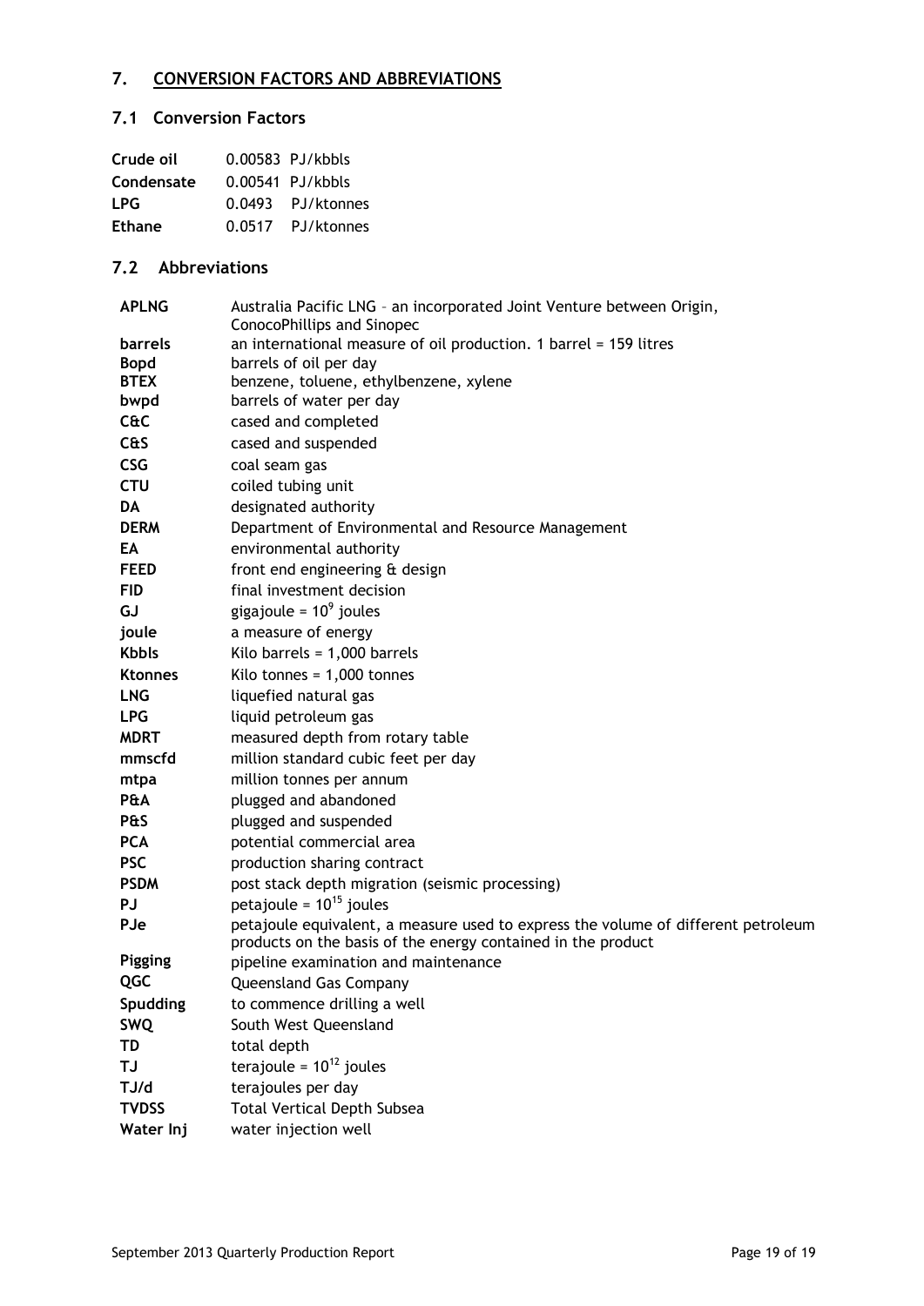## 7. CONVERSION FACTORS AND ABBREVIATIONS

### 7.1 Conversion Factors

| | |
|---|---|
| **Crude oil** | 0.00583 PJ/kbbls |
| **Condensate** | 0.00541 PJ/kbbls |
| **LPG** | 0.0493 PJ/ktonnes |
| **Ethane** | 0.0517 PJ/ktonnes |

### 7.2 Abbreviations

| | |
|---|---|
| **APLNG** | Australia Pacific LNG – an incorporated Joint Venture between Origin, ConocoPhillips and Sinopec |
| **barrels** | an international measure of oil production. 1 barrel = 159 litres |
| **Bopd** | barrels of oil per day |
| **BTEX** | benzene, toluene, ethylbenzene, xylene |
| **bwpd** | barrels of water per day |
| **C&C** | cased and completed |
| **C&S** | cased and suspended |
| **CSG** | coal seam gas |
| **CTU** | coiled tubing unit |
| **DA** | designated authority |
| **DERM** | Department of Environmental and Resource Management |
| **EA** | environmental authority |
| **FEED** | front end engineering & design |
| **FID** | final investment decision |
| **GJ** | gigajoule = $10^9$ joules |
| **joule** | a measure of energy |
| **Kbbls** | Kilo barrels = 1,000 barrels |
| **Ktonnes** | Kilo tonnes = 1,000 tonnes |
| **LNG** | liquefied natural gas |
| **LPG** | liquid petroleum gas |
| **MDRT** | measured depth from rotary table |
| **mmscfd** | million standard cubic feet per day |
| **mtpa** | million tonnes per annum |
| **P&A** | plugged and abandoned |
| **P&S** | plugged and suspended |
| **PCA** | potential commercial area |
| **PSC** | production sharing contract |
| **PSDM** | post stack depth migration (seismic processing) |
| **PJ** | petajoule = $10^{15}$ joules |
| **PJe** | petajoule equivalent, a measure used to express the volume of different petroleum products on the basis of the energy contained in the product |
| **Pigging** | pipeline examination and maintenance |
| **QGC** | Queensland Gas Company |
| **Spudding** | to commence drilling a well |
| **SWQ** | South West Queensland |
| **TD** | total depth |
| **TJ** | terajoule = $10^{12}$ joules |
| **TJ/d** | terajoules per day |
| **TVDSS** | Total Vertical Depth Subsea |
| **Water Inj** | water injection well |